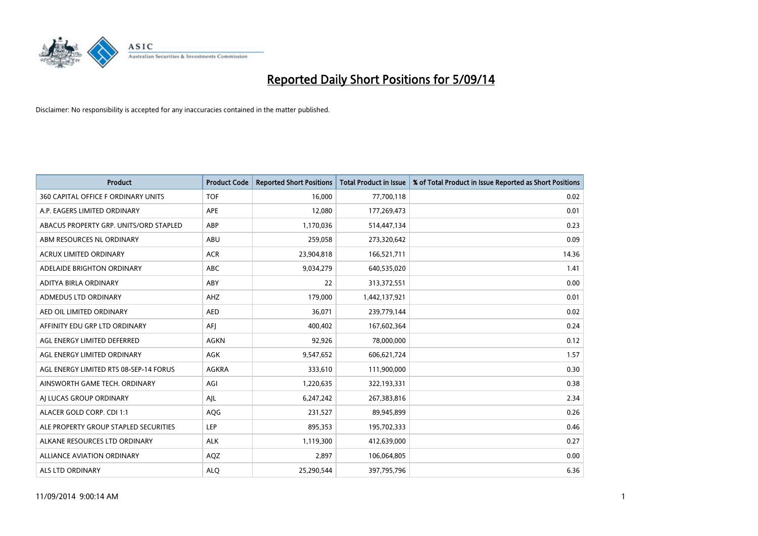# Reported Daily Short Positions for 5/09/14

Disclaimer: No responsibility is accepted for any inaccuracies contained in the matter published.

| Product | Product Code | Reported Short Positions | Total Product in Issue | % of Total Product in Issue Reported as Short Positions |
|---|---|---|---|---|
| 360 CAPITAL OFFICE F ORDINARY UNITS | TOF | 16,000 | 77,700,118 | 0.02 |
| A.P. EAGERS LIMITED ORDINARY | APE | 12,080 | 177,269,473 | 0.01 |
| ABACUS PROPERTY GRP. UNITS/ORD STAPLED | ABP | 1,170,036 | 514,447,134 | 0.23 |
| ABM RESOURCES NL ORDINARY | ABU | 259,058 | 273,320,642 | 0.09 |
| ACRUX LIMITED ORDINARY | ACR | 23,904,818 | 166,521,711 | 14.36 |
| ADELAIDE BRIGHTON ORDINARY | ABC | 9,034,279 | 640,535,020 | 1.41 |
| ADITYA BIRLA ORDINARY | ABY | 22 | 313,372,551 | 0.00 |
| ADMEDUS LTD ORDINARY | AHZ | 179,000 | 1,442,137,921 | 0.01 |
| AED OIL LIMITED ORDINARY | AED | 36,071 | 239,779,144 | 0.02 |
| AFFINITY EDU GRP LTD ORDINARY | AFJ | 400,402 | 167,602,364 | 0.24 |
| AGL ENERGY LIMITED DEFERRED | AGKN | 92,926 | 78,000,000 | 0.12 |
| AGL ENERGY LIMITED ORDINARY | AGK | 9,547,652 | 606,621,724 | 1.57 |
| AGL ENERGY LIMITED RTS 08-SEP-14 FORUS | AGKRA | 333,610 | 111,900,000 | 0.30 |
| AINSWORTH GAME TECH. ORDINARY | AGI | 1,220,635 | 322,193,331 | 0.38 |
| AJ LUCAS GROUP ORDINARY | AJL | 6,247,242 | 267,383,816 | 2.34 |
| ALACER GOLD CORP. CDI 1:1 | AQG | 231,527 | 89,945,899 | 0.26 |
| ALE PROPERTY GROUP STAPLED SECURITIES | LEP | 895,353 | 195,702,333 | 0.46 |
| ALKANE RESOURCES LTD ORDINARY | ALK | 1,119,300 | 412,639,000 | 0.27 |
| ALLIANCE AVIATION ORDINARY | AQZ | 2,897 | 106,064,805 | 0.00 |
| ALS LTD ORDINARY | ALQ | 25,290,544 | 397,795,796 | 6.36 |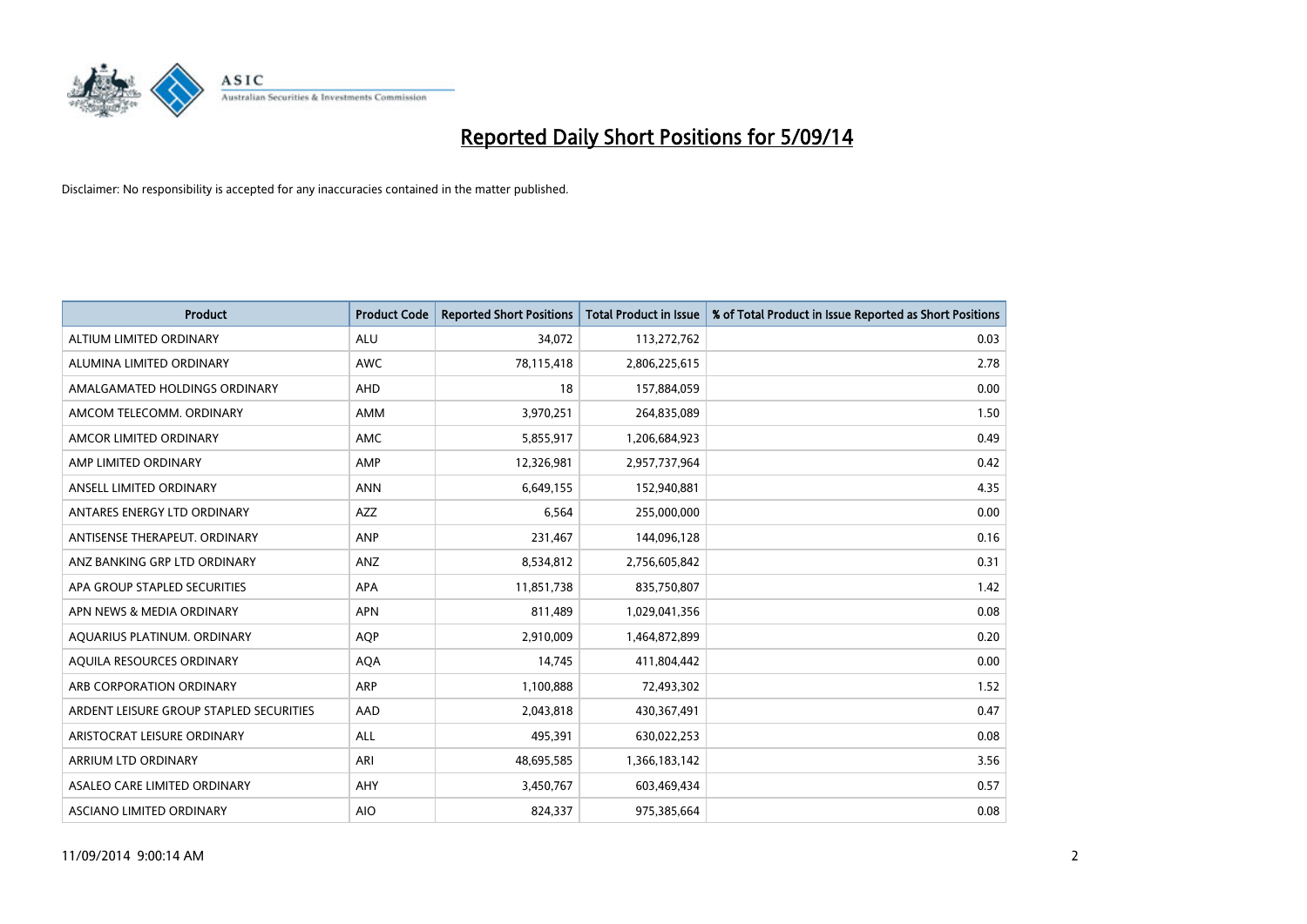# Reported Daily Short Positions for 5/09/14

Disclaimer: No responsibility is accepted for any inaccuracies contained in the matter published.

| Product | Product Code | Reported Short Positions | Total Product in Issue | % of Total Product in Issue Reported as Short Positions |
|---|---|---|---|---|
| ALTIUM LIMITED ORDINARY | ALU | 34,072 | 113,272,762 | 0.03 |
| ALUMINA LIMITED ORDINARY | AWC | 78,115,418 | 2,806,225,615 | 2.78 |
| AMALGAMATED HOLDINGS ORDINARY | AHD | 18 | 157,884,059 | 0.00 |
| AMCOM TELECOMM. ORDINARY | AMM | 3,970,251 | 264,835,089 | 1.50 |
| AMCOR LIMITED ORDINARY | AMC | 5,855,917 | 1,206,684,923 | 0.49 |
| AMP LIMITED ORDINARY | AMP | 12,326,981 | 2,957,737,964 | 0.42 |
| ANSELL LIMITED ORDINARY | ANN | 6,649,155 | 152,940,881 | 4.35 |
| ANTARES ENERGY LTD ORDINARY | AZZ | 6,564 | 255,000,000 | 0.00 |
| ANTISENSE THERAPEUT. ORDINARY | ANP | 231,467 | 144,096,128 | 0.16 |
| ANZ BANKING GRP LTD ORDINARY | ANZ | 8,534,812 | 2,756,605,842 | 0.31 |
| APA GROUP STAPLED SECURITIES | APA | 11,851,738 | 835,750,807 | 1.42 |
| APN NEWS & MEDIA ORDINARY | APN | 811,489 | 1,029,041,356 | 0.08 |
| AQUARIUS PLATINUM. ORDINARY | AQP | 2,910,009 | 1,464,872,899 | 0.20 |
| AQUILA RESOURCES ORDINARY | AQA | 14,745 | 411,804,442 | 0.00 |
| ARB CORPORATION ORDINARY | ARP | 1,100,888 | 72,493,302 | 1.52 |
| ARDENT LEISURE GROUP STAPLED SECURITIES | AAD | 2,043,818 | 430,367,491 | 0.47 |
| ARISTOCRAT LEISURE ORDINARY | ALL | 495,391 | 630,022,253 | 0.08 |
| ARRIUM LTD ORDINARY | ARI | 48,695,585 | 1,366,183,142 | 3.56 |
| ASALEO CARE LIMITED ORDINARY | AHY | 3,450,767 | 603,469,434 | 0.57 |
| ASCIANO LIMITED ORDINARY | AIO | 824,337 | 975,385,664 | 0.08 |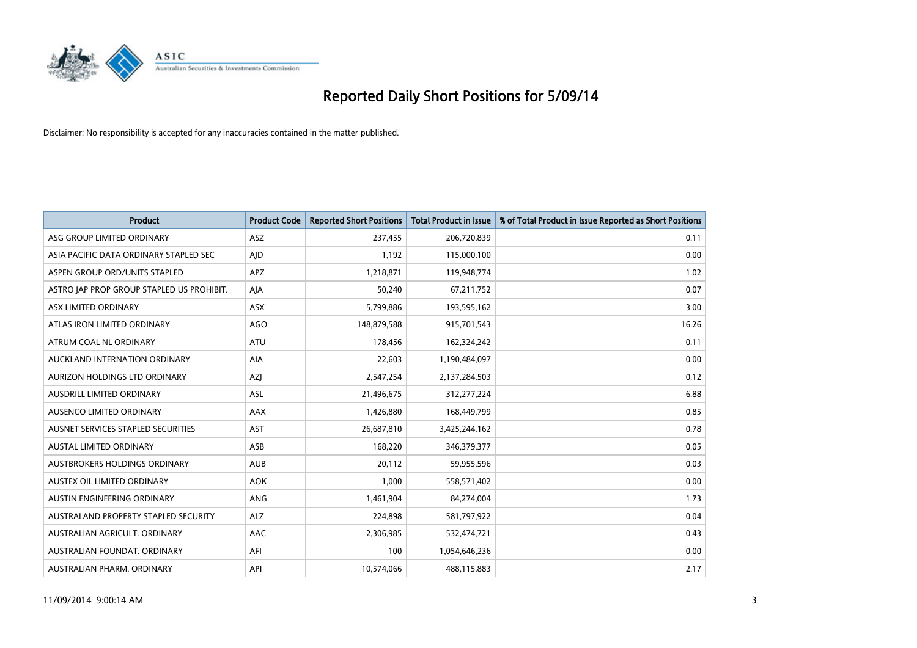# Reported Daily Short Positions for 5/09/14

Disclaimer: No responsibility is accepted for any inaccuracies contained in the matter published.

| Product | Product Code | Reported Short Positions | Total Product in Issue | % of Total Product in Issue Reported as Short Positions |
|---|---|---|---|---|
| ASG GROUP LIMITED ORDINARY | ASZ | 237,455 | 206,720,839 | 0.11 |
| ASIA PACIFIC DATA ORDINARY STAPLED SEC | AJD | 1,192 | 115,000,100 | 0.00 |
| ASPEN GROUP ORD/UNITS STAPLED | APZ | 1,218,871 | 119,948,774 | 1.02 |
| ASTRO JAP PROP GROUP STAPLED US PROHIBIT. | AJA | 50,240 | 67,211,752 | 0.07 |
| ASX LIMITED ORDINARY | ASX | 5,799,886 | 193,595,162 | 3.00 |
| ATLAS IRON LIMITED ORDINARY | AGO | 148,879,588 | 915,701,543 | 16.26 |
| ATRUM COAL NL ORDINARY | ATU | 178,456 | 162,324,242 | 0.11 |
| AUCKLAND INTERNATION ORDINARY | AIA | 22,603 | 1,190,484,097 | 0.00 |
| AURIZON HOLDINGS LTD ORDINARY | AZJ | 2,547,254 | 2,137,284,503 | 0.12 |
| AUSDRILL LIMITED ORDINARY | ASL | 21,496,675 | 312,277,224 | 6.88 |
| AUSENCO LIMITED ORDINARY | AAX | 1,426,880 | 168,449,799 | 0.85 |
| AUSNET SERVICES STAPLED SECURITIES | AST | 26,687,810 | 3,425,244,162 | 0.78 |
| AUSTAL LIMITED ORDINARY | ASB | 168,220 | 346,379,377 | 0.05 |
| AUSTBROKERS HOLDINGS ORDINARY | AUB | 20,112 | 59,955,596 | 0.03 |
| AUSTEX OIL LIMITED ORDINARY | AOK | 1,000 | 558,571,402 | 0.00 |
| AUSTIN ENGINEERING ORDINARY | ANG | 1,461,904 | 84,274,004 | 1.73 |
| AUSTRALAND PROPERTY STAPLED SECURITY | ALZ | 224,898 | 581,797,922 | 0.04 |
| AUSTRALIAN AGRICULT. ORDINARY | AAC | 2,306,985 | 532,474,721 | 0.43 |
| AUSTRALIAN FOUNDAT. ORDINARY | AFI | 100 | 1,054,646,236 | 0.00 |
| AUSTRALIAN PHARM. ORDINARY | API | 10,574,066 | 488,115,883 | 2.17 |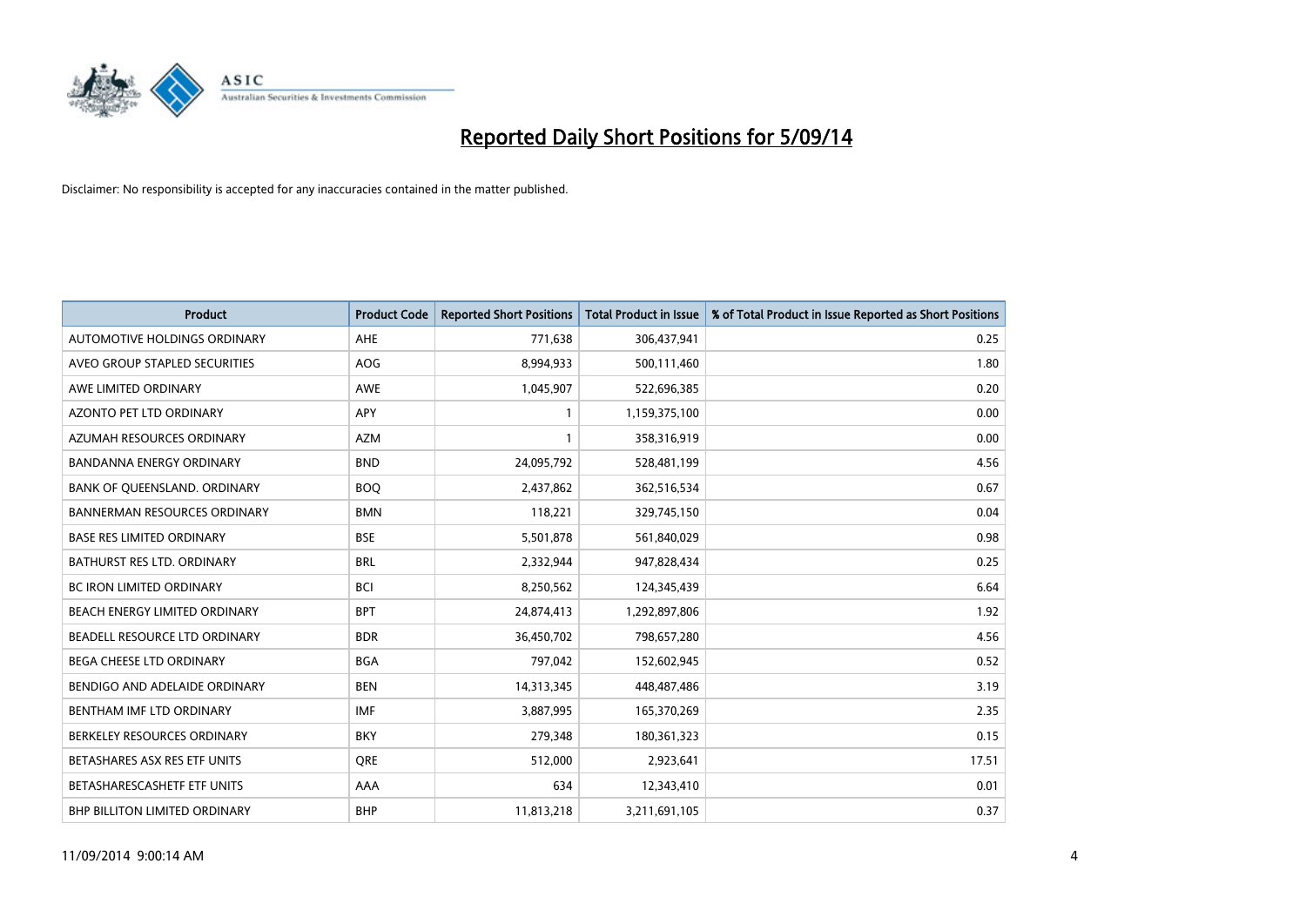# Reported Daily Short Positions for 5/09/14

Disclaimer: No responsibility is accepted for any inaccuracies contained in the matter published.

| Product | Product Code | Reported Short Positions | Total Product in Issue | % of Total Product in Issue Reported as Short Positions |
|---|---|---|---|---|
| AUTOMOTIVE HOLDINGS ORDINARY | AHE | 771,638 | 306,437,941 | 0.25 |
| AVEO GROUP STAPLED SECURITIES | AOG | 8,994,933 | 500,111,460 | 1.80 |
| AWE LIMITED ORDINARY | AWE | 1,045,907 | 522,696,385 | 0.20 |
| AZONTO PET LTD ORDINARY | APY | 1 | 1,159,375,100 | 0.00 |
| AZUMAH RESOURCES ORDINARY | AZM | 1 | 358,316,919 | 0.00 |
| BANDANNA ENERGY ORDINARY | BND | 24,095,792 | 528,481,199 | 4.56 |
| BANK OF QUEENSLAND. ORDINARY | BOQ | 2,437,862 | 362,516,534 | 0.67 |
| BANNERMAN RESOURCES ORDINARY | BMN | 118,221 | 329,745,150 | 0.04 |
| BASE RES LIMITED ORDINARY | BSE | 5,501,878 | 561,840,029 | 0.98 |
| BATHURST RES LTD. ORDINARY | BRL | 2,332,944 | 947,828,434 | 0.25 |
| BC IRON LIMITED ORDINARY | BCI | 8,250,562 | 124,345,439 | 6.64 |
| BEACH ENERGY LIMITED ORDINARY | BPT | 24,874,413 | 1,292,897,806 | 1.92 |
| BEADELL RESOURCE LTD ORDINARY | BDR | 36,450,702 | 798,657,280 | 4.56 |
| BEGA CHEESE LTD ORDINARY | BGA | 797,042 | 152,602,945 | 0.52 |
| BENDIGO AND ADELAIDE ORDINARY | BEN | 14,313,345 | 448,487,486 | 3.19 |
| BENTHAM IMF LTD ORDINARY | IMF | 3,887,995 | 165,370,269 | 2.35 |
| BERKELEY RESOURCES ORDINARY | BKY | 279,348 | 180,361,323 | 0.15 |
| BETASHARES ASX RES ETF UNITS | QRE | 512,000 | 2,923,641 | 17.51 |
| BETASHARESCASHETF ETF UNITS | AAA | 634 | 12,343,410 | 0.01 |
| BHP BILLITON LIMITED ORDINARY | BHP | 11,813,218 | 3,211,691,105 | 0.37 |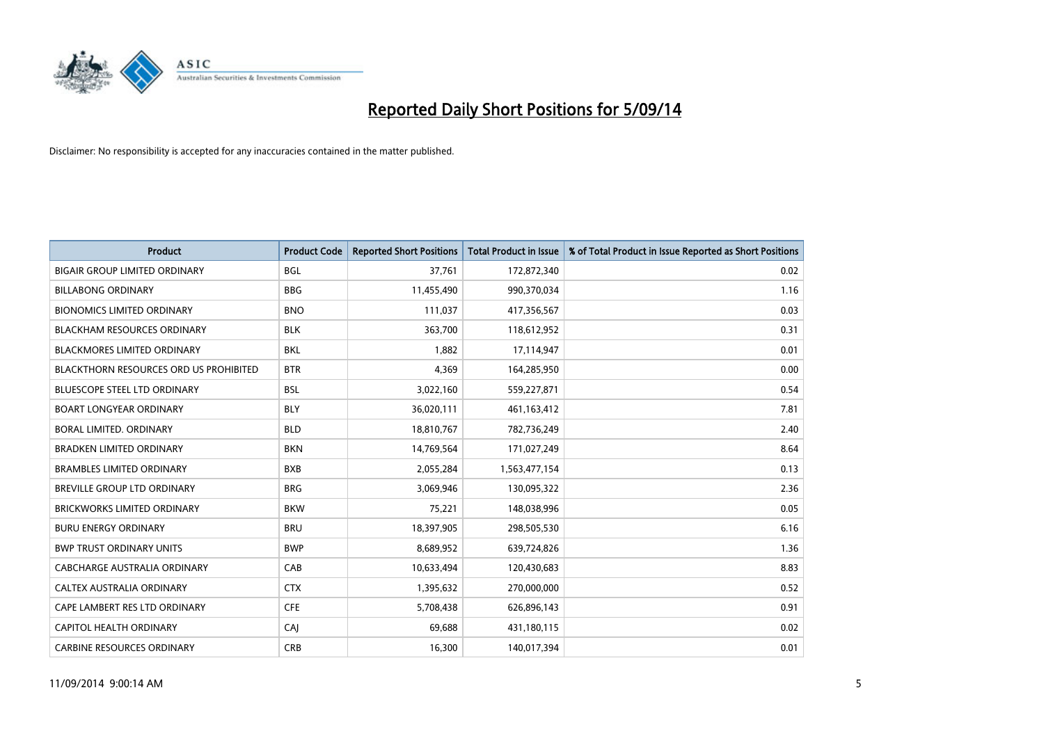# Reported Daily Short Positions for 5/09/14

Disclaimer: No responsibility is accepted for any inaccuracies contained in the matter published.

| Product | Product Code | Reported Short Positions | Total Product in Issue | % of Total Product in Issue Reported as Short Positions |
|---|---|---|---|---|
| BIGAIR GROUP LIMITED ORDINARY | BGL | 37,761 | 172,872,340 | 0.02 |
| BILLABONG ORDINARY | BBG | 11,455,490 | 990,370,034 | 1.16 |
| BIONOMICS LIMITED ORDINARY | BNO | 111,037 | 417,356,567 | 0.03 |
| BLACKHAM RESOURCES ORDINARY | BLK | 363,700 | 118,612,952 | 0.31 |
| BLACKMORES LIMITED ORDINARY | BKL | 1,882 | 17,114,947 | 0.01 |
| BLACKTHORN RESOURCES ORD US PROHIBITED | BTR | 4,369 | 164,285,950 | 0.00 |
| BLUESCOPE STEEL LTD ORDINARY | BSL | 3,022,160 | 559,227,871 | 0.54 |
| BOART LONGYEAR ORDINARY | BLY | 36,020,111 | 461,163,412 | 7.81 |
| BORAL LIMITED. ORDINARY | BLD | 18,810,767 | 782,736,249 | 2.40 |
| BRADKEN LIMITED ORDINARY | BKN | 14,769,564 | 171,027,249 | 8.64 |
| BRAMBLES LIMITED ORDINARY | BXB | 2,055,284 | 1,563,477,154 | 0.13 |
| BREVILLE GROUP LTD ORDINARY | BRG | 3,069,946 | 130,095,322 | 2.36 |
| BRICKWORKS LIMITED ORDINARY | BKW | 75,221 | 148,038,996 | 0.05 |
| BURU ENERGY ORDINARY | BRU | 18,397,905 | 298,505,530 | 6.16 |
| BWP TRUST ORDINARY UNITS | BWP | 8,689,952 | 639,724,826 | 1.36 |
| CABCHARGE AUSTRALIA ORDINARY | CAB | 10,633,494 | 120,430,683 | 8.83 |
| CALTEX AUSTRALIA ORDINARY | CTX | 1,395,632 | 270,000,000 | 0.52 |
| CAPE LAMBERT RES LTD ORDINARY | CFE | 5,708,438 | 626,896,143 | 0.91 |
| CAPITOL HEALTH ORDINARY | CAJ | 69,688 | 431,180,115 | 0.02 |
| CARBINE RESOURCES ORDINARY | CRB | 16,300 | 140,017,394 | 0.01 |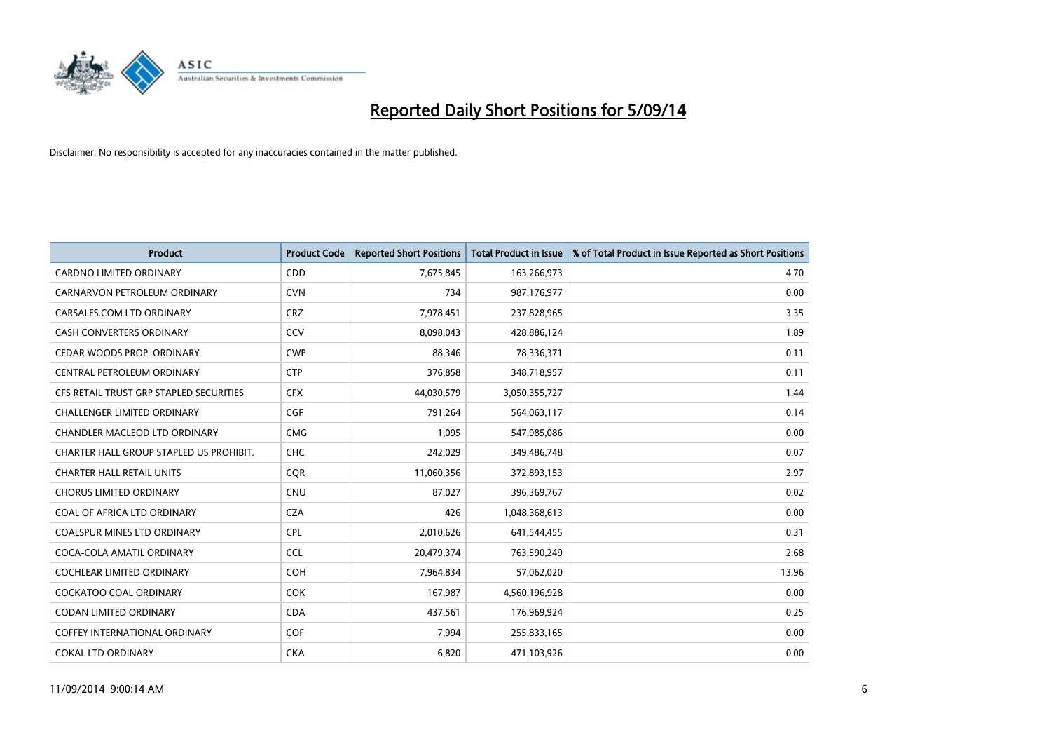# Reported Daily Short Positions for 5/09/14

Disclaimer: No responsibility is accepted for any inaccuracies contained in the matter published.

| Product | Product Code | Reported Short Positions | Total Product in Issue | % of Total Product in Issue Reported as Short Positions |
|---|---|---|---|---|
| CARDNO LIMITED ORDINARY | CDD | 7,675,845 | 163,266,973 | 4.70 |
| CARNARVON PETROLEUM ORDINARY | CVN | 734 | 987,176,977 | 0.00 |
| CARSALES.COM LTD ORDINARY | CRZ | 7,978,451 | 237,828,965 | 3.35 |
| CASH CONVERTERS ORDINARY | CCV | 8,098,043 | 428,886,124 | 1.89 |
| CEDAR WOODS PROP. ORDINARY | CWP | 88,346 | 78,336,371 | 0.11 |
| CENTRAL PETROLEUM ORDINARY | CTP | 376,858 | 348,718,957 | 0.11 |
| CFS RETAIL TRUST GRP STAPLED SECURITIES | CFX | 44,030,579 | 3,050,355,727 | 1.44 |
| CHALLENGER LIMITED ORDINARY | CGF | 791,264 | 564,063,117 | 0.14 |
| CHANDLER MACLEOD LTD ORDINARY | CMG | 1,095 | 547,985,086 | 0.00 |
| CHARTER HALL GROUP STAPLED US PROHIBIT. | CHC | 242,029 | 349,486,748 | 0.07 |
| CHARTER HALL RETAIL UNITS | CQR | 11,060,356 | 372,893,153 | 2.97 |
| CHORUS LIMITED ORDINARY | CNU | 87,027 | 396,369,767 | 0.02 |
| COAL OF AFRICA LTD ORDINARY | CZA | 426 | 1,048,368,613 | 0.00 |
| COALSPUR MINES LTD ORDINARY | CPL | 2,010,626 | 641,544,455 | 0.31 |
| COCA-COLA AMATIL ORDINARY | CCL | 20,479,374 | 763,590,249 | 2.68 |
| COCHLEAR LIMITED ORDINARY | COH | 7,964,834 | 57,062,020 | 13.96 |
| COCKATOO COAL ORDINARY | COK | 167,987 | 4,560,196,928 | 0.00 |
| CODAN LIMITED ORDINARY | CDA | 437,561 | 176,969,924 | 0.25 |
| COFFEY INTERNATIONAL ORDINARY | COF | 7,994 | 255,833,165 | 0.00 |
| COKAL LTD ORDINARY | CKA | 6,820 | 471,103,926 | 0.00 |

11/09/2014 9:00:14 AM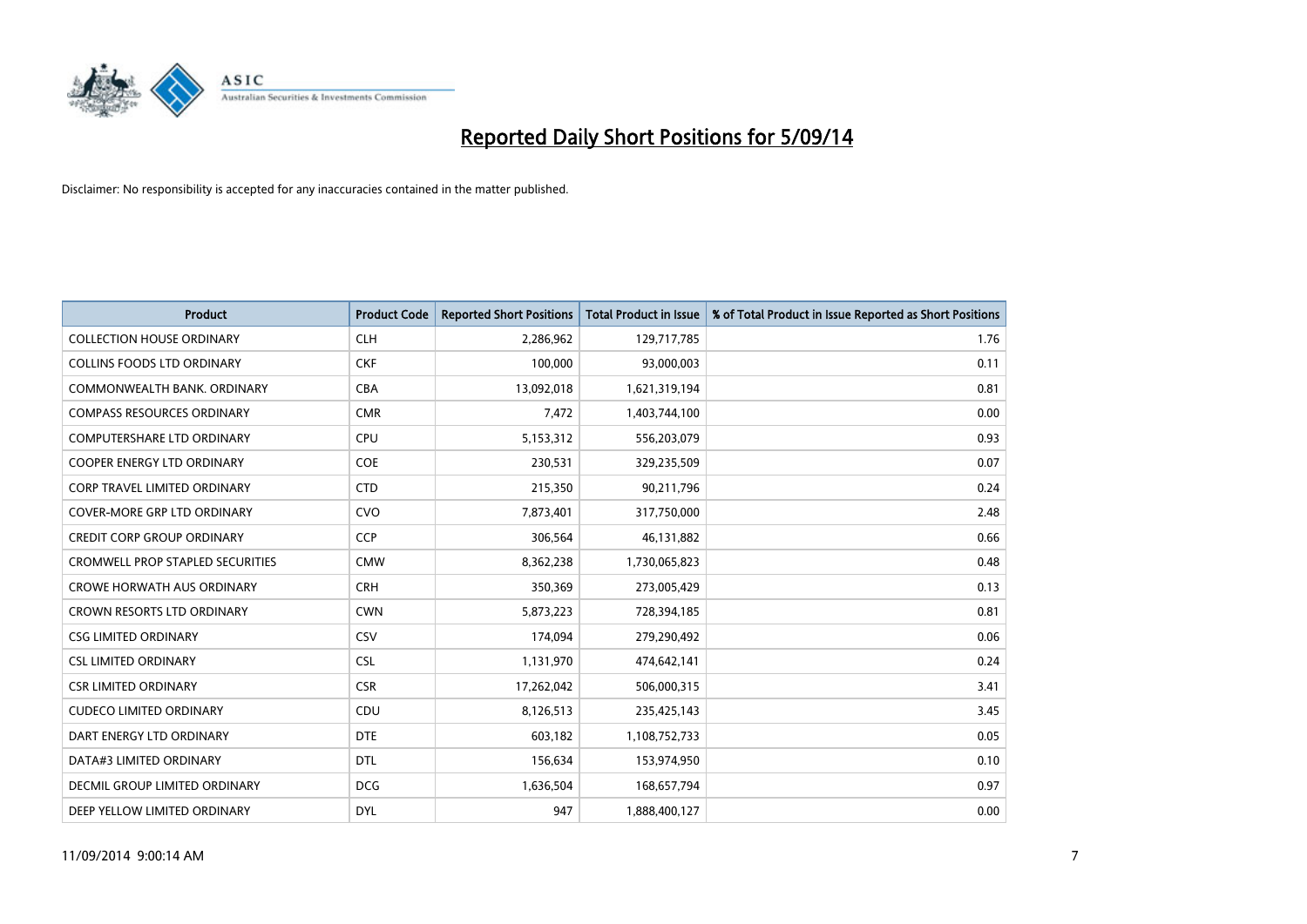# Reported Daily Short Positions for 5/09/14

Disclaimer: No responsibility is accepted for any inaccuracies contained in the matter published.

| Product | Product Code | Reported Short Positions | Total Product in Issue | % of Total Product in Issue Reported as Short Positions |
|---|---|---|---|---|
| COLLECTION HOUSE ORDINARY | CLH | 2,286,962 | 129,717,785 | 1.76 |
| COLLINS FOODS LTD ORDINARY | CKF | 100,000 | 93,000,003 | 0.11 |
| COMMONWEALTH BANK. ORDINARY | CBA | 13,092,018 | 1,621,319,194 | 0.81 |
| COMPASS RESOURCES ORDINARY | CMR | 7,472 | 1,403,744,100 | 0.00 |
| COMPUTERSHARE LTD ORDINARY | CPU | 5,153,312 | 556,203,079 | 0.93 |
| COOPER ENERGY LTD ORDINARY | COE | 230,531 | 329,235,509 | 0.07 |
| CORP TRAVEL LIMITED ORDINARY | CTD | 215,350 | 90,211,796 | 0.24 |
| COVER-MORE GRP LTD ORDINARY | CVO | 7,873,401 | 317,750,000 | 2.48 |
| CREDIT CORP GROUP ORDINARY | CCP | 306,564 | 46,131,882 | 0.66 |
| CROMWELL PROP STAPLED SECURITIES | CMW | 8,362,238 | 1,730,065,823 | 0.48 |
| CROWE HORWATH AUS ORDINARY | CRH | 350,369 | 273,005,429 | 0.13 |
| CROWN RESORTS LTD ORDINARY | CWN | 5,873,223 | 728,394,185 | 0.81 |
| CSG LIMITED ORDINARY | CSV | 174,094 | 279,290,492 | 0.06 |
| CSL LIMITED ORDINARY | CSL | 1,131,970 | 474,642,141 | 0.24 |
| CSR LIMITED ORDINARY | CSR | 17,262,042 | 506,000,315 | 3.41 |
| CUDECO LIMITED ORDINARY | CDU | 8,126,513 | 235,425,143 | 3.45 |
| DART ENERGY LTD ORDINARY | DTE | 603,182 | 1,108,752,733 | 0.05 |
| DATA#3 LIMITED ORDINARY | DTL | 156,634 | 153,974,950 | 0.10 |
| DECMIL GROUP LIMITED ORDINARY | DCG | 1,636,504 | 168,657,794 | 0.97 |
| DEEP YELLOW LIMITED ORDINARY | DYL | 947 | 1,888,400,127 | 0.00 |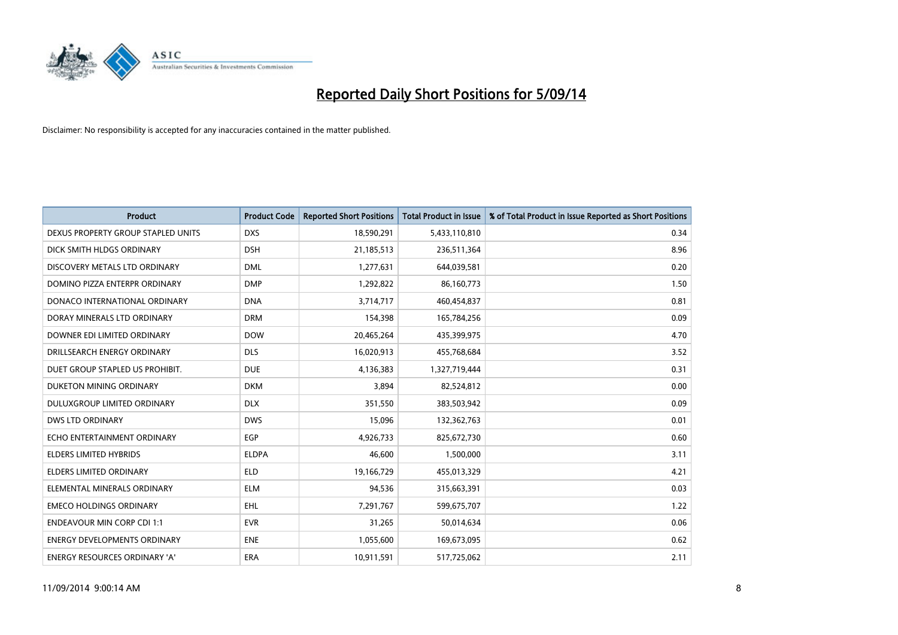# Reported Daily Short Positions for 5/09/14

Disclaimer: No responsibility is accepted for any inaccuracies contained in the matter published.

| Product | Product Code | Reported Short Positions | Total Product in Issue | % of Total Product in Issue Reported as Short Positions |
| --- | --- | --- | --- | --- |
| DEXUS PROPERTY GROUP STAPLED UNITS | DXS | 18,590,291 | 5,433,110,810 | 0.34 |
| DICK SMITH HLDGS ORDINARY | DSH | 21,185,513 | 236,511,364 | 8.96 |
| DISCOVERY METALS LTD ORDINARY | DML | 1,277,631 | 644,039,581 | 0.20 |
| DOMINO PIZZA ENTERPR ORDINARY | DMP | 1,292,822 | 86,160,773 | 1.50 |
| DONACO INTERNATIONAL ORDINARY | DNA | 3,714,717 | 460,454,837 | 0.81 |
| DORAY MINERALS LTD ORDINARY | DRM | 154,398 | 165,784,256 | 0.09 |
| DOWNER EDI LIMITED ORDINARY | DOW | 20,465,264 | 435,399,975 | 4.70 |
| DRILLSEARCH ENERGY ORDINARY | DLS | 16,020,913 | 455,768,684 | 3.52 |
| DUET GROUP STAPLED US PROHIBIT. | DUE | 4,136,383 | 1,327,719,444 | 0.31 |
| DUKETON MINING ORDINARY | DKM | 3,894 | 82,524,812 | 0.00 |
| DULUXGROUP LIMITED ORDINARY | DLX | 351,550 | 383,503,942 | 0.09 |
| DWS LTD ORDINARY | DWS | 15,096 | 132,362,763 | 0.01 |
| ECHO ENTERTAINMENT ORDINARY | EGP | 4,926,733 | 825,672,730 | 0.60 |
| ELDERS LIMITED HYBRIDS | ELDPA | 46,600 | 1,500,000 | 3.11 |
| ELDERS LIMITED ORDINARY | ELD | 19,166,729 | 455,013,329 | 4.21 |
| ELEMENTAL MINERALS ORDINARY | ELM | 94,536 | 315,663,391 | 0.03 |
| EMECO HOLDINGS ORDINARY | EHL | 7,291,767 | 599,675,707 | 1.22 |
| ENDEAVOUR MIN CORP CDI 1:1 | EVR | 31,265 | 50,014,634 | 0.06 |
| ENERGY DEVELOPMENTS ORDINARY | ENE | 1,055,600 | 169,673,095 | 0.62 |
| ENERGY RESOURCES ORDINARY 'A' | ERA | 10,911,591 | 517,725,062 | 2.11 |

11/09/2014 9:00:14 AM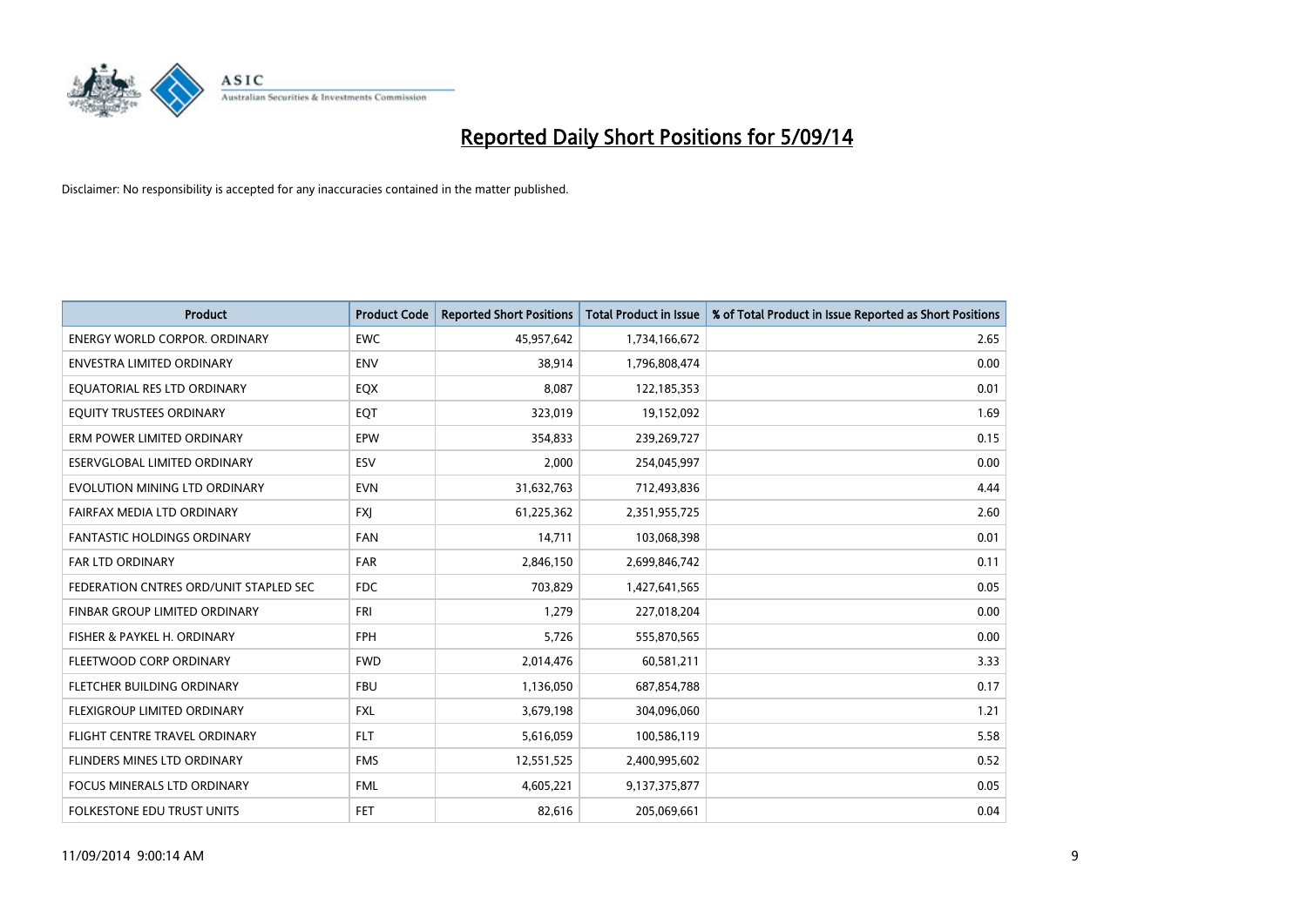# Reported Daily Short Positions for 5/09/14

Disclaimer: No responsibility is accepted for any inaccuracies contained in the matter published.

| Product | Product Code | Reported Short Positions | Total Product in Issue | % of Total Product in Issue Reported as Short Positions |
|---|---|---|---|---|
| ENERGY WORLD CORPOR. ORDINARY | EWC | 45,957,642 | 1,734,166,672 | 2.65 |
| ENVESTRA LIMITED ORDINARY | ENV | 38,914 | 1,796,808,474 | 0.00 |
| EQUATORIAL RES LTD ORDINARY | EQX | 8,087 | 122,185,353 | 0.01 |
| EQUITY TRUSTEES ORDINARY | EQT | 323,019 | 19,152,092 | 1.69 |
| ERM POWER LIMITED ORDINARY | EPW | 354,833 | 239,269,727 | 0.15 |
| ESERVGLOBAL LIMITED ORDINARY | ESV | 2,000 | 254,045,997 | 0.00 |
| EVOLUTION MINING LTD ORDINARY | EVN | 31,632,763 | 712,493,836 | 4.44 |
| FAIRFAX MEDIA LTD ORDINARY | FXJ | 61,225,362 | 2,351,955,725 | 2.60 |
| FANTASTIC HOLDINGS ORDINARY | FAN | 14,711 | 103,068,398 | 0.01 |
| FAR LTD ORDINARY | FAR | 2,846,150 | 2,699,846,742 | 0.11 |
| FEDERATION CNTRES ORD/UNIT STAPLED SEC | FDC | 703,829 | 1,427,641,565 | 0.05 |
| FINBAR GROUP LIMITED ORDINARY | FRI | 1,279 | 227,018,204 | 0.00 |
| FISHER & PAYKEL H. ORDINARY | FPH | 5,726 | 555,870,565 | 0.00 |
| FLEETWOOD CORP ORDINARY | FWD | 2,014,476 | 60,581,211 | 3.33 |
| FLETCHER BUILDING ORDINARY | FBU | 1,136,050 | 687,854,788 | 0.17 |
| FLEXIGROUP LIMITED ORDINARY | FXL | 3,679,198 | 304,096,060 | 1.21 |
| FLIGHT CENTRE TRAVEL ORDINARY | FLT | 5,616,059 | 100,586,119 | 5.58 |
| FLINDERS MINES LTD ORDINARY | FMS | 12,551,525 | 2,400,995,602 | 0.52 |
| FOCUS MINERALS LTD ORDINARY | FML | 4,605,221 | 9,137,375,877 | 0.05 |
| FOLKESTONE EDU TRUST UNITS | FET | 82,616 | 205,069,661 | 0.04 |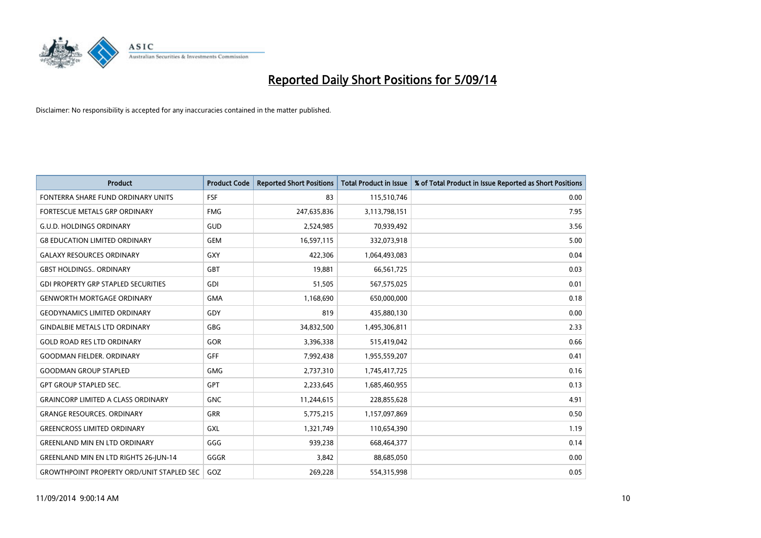# Reported Daily Short Positions for 5/09/14

Disclaimer: No responsibility is accepted for any inaccuracies contained in the matter published.

| Product | Product Code | Reported Short Positions | Total Product in Issue | % of Total Product in Issue Reported as Short Positions |
|---|---|---|---|---|
| FONTERRA SHARE FUND ORDINARY UNITS | FSF | 83 | 115,510,746 | 0.00 |
| FORTESCUE METALS GRP ORDINARY | FMG | 247,635,836 | 3,113,798,151 | 7.95 |
| G.U.D. HOLDINGS ORDINARY | GUD | 2,524,985 | 70,939,492 | 3.56 |
| G8 EDUCATION LIMITED ORDINARY | GEM | 16,597,115 | 332,073,918 | 5.00 |
| GALAXY RESOURCES ORDINARY | GXY | 422,306 | 1,064,493,083 | 0.04 |
| GBST HOLDINGS.. ORDINARY | GBT | 19,881 | 66,561,725 | 0.03 |
| GDI PROPERTY GRP STAPLED SECURITIES | GDI | 51,505 | 567,575,025 | 0.01 |
| GENWORTH MORTGAGE ORDINARY | GMA | 1,168,690 | 650,000,000 | 0.18 |
| GEODYNAMICS LIMITED ORDINARY | GDY | 819 | 435,880,130 | 0.00 |
| GINDALBIE METALS LTD ORDINARY | GBG | 34,832,500 | 1,495,306,811 | 2.33 |
| GOLD ROAD RES LTD ORDINARY | GOR | 3,396,338 | 515,419,042 | 0.66 |
| GOODMAN FIELDER. ORDINARY | GFF | 7,992,438 | 1,955,559,207 | 0.41 |
| GOODMAN GROUP STAPLED | GMG | 2,737,310 | 1,745,417,725 | 0.16 |
| GPT GROUP STAPLED SEC. | GPT | 2,233,645 | 1,685,460,955 | 0.13 |
| GRAINCORP LIMITED A CLASS ORDINARY | GNC | 11,244,615 | 228,855,628 | 4.91 |
| GRANGE RESOURCES. ORDINARY | GRR | 5,775,215 | 1,157,097,869 | 0.50 |
| GREENCROSS LIMITED ORDINARY | GXL | 1,321,749 | 110,654,390 | 1.19 |
| GREENLAND MIN EN LTD ORDINARY | GGG | 939,238 | 668,464,377 | 0.14 |
| GREENLAND MIN EN LTD RIGHTS 26-JUN-14 | GGGR | 3,842 | 88,685,050 | 0.00 |
| GROWTHPOINT PROPERTY ORD/UNIT STAPLED SEC | GOZ | 269,228 | 554,315,998 | 0.05 |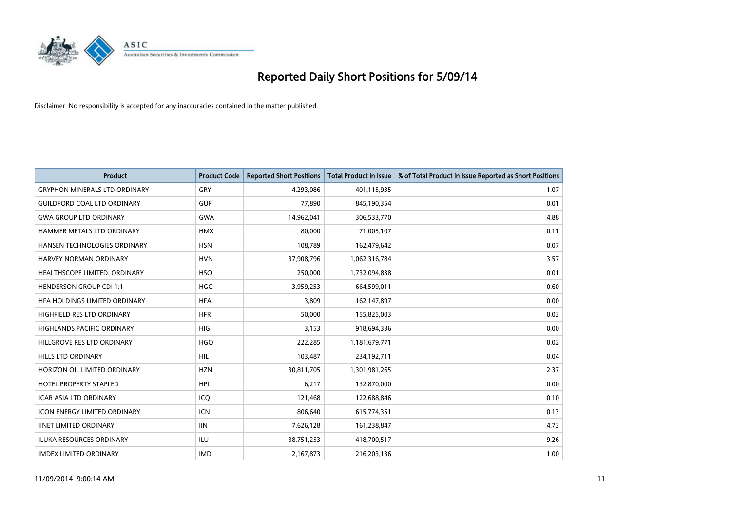# Reported Daily Short Positions for 5/09/14

Disclaimer: No responsibility is accepted for any inaccuracies contained in the matter published.

| Product | Product Code | Reported Short Positions | Total Product in Issue | % of Total Product in Issue Reported as Short Positions |
|---|---|---|---|---|
| GRYPHON MINERALS LTD ORDINARY | GRY | 4,293,086 | 401,115,935 | 1.07 |
| GUILDFORD COAL LTD ORDINARY | GUF | 77,890 | 845,190,354 | 0.01 |
| GWA GROUP LTD ORDINARY | GWA | 14,962,041 | 306,533,770 | 4.88 |
| HAMMER METALS LTD ORDINARY | HMX | 80,000 | 71,005,107 | 0.11 |
| HANSEN TECHNOLOGIES ORDINARY | HSN | 108,789 | 162,479,642 | 0.07 |
| HARVEY NORMAN ORDINARY | HVN | 37,908,796 | 1,062,316,784 | 3.57 |
| HEALTHSCOPE LIMITED. ORDINARY | HSO | 250,000 | 1,732,094,838 | 0.01 |
| HENDERSON GROUP CDI 1:1 | HGG | 3,959,253 | 664,599,011 | 0.60 |
| HFA HOLDINGS LIMITED ORDINARY | HFA | 3,809 | 162,147,897 | 0.00 |
| HIGHFIELD RES LTD ORDINARY | HFR | 50,000 | 155,825,003 | 0.03 |
| HIGHLANDS PACIFIC ORDINARY | HIG | 3,153 | 918,694,336 | 0.00 |
| HILLGROVE RES LTD ORDINARY | HGO | 222,285 | 1,181,679,771 | 0.02 |
| HILLS LTD ORDINARY | HIL | 103,487 | 234,192,711 | 0.04 |
| HORIZON OIL LIMITED ORDINARY | HZN | 30,811,705 | 1,301,981,265 | 2.37 |
| HOTEL PROPERTY STAPLED | HPI | 6,217 | 132,870,000 | 0.00 |
| ICAR ASIA LTD ORDINARY | ICQ | 121,468 | 122,688,846 | 0.10 |
| ICON ENERGY LIMITED ORDINARY | ICN | 806,640 | 615,774,351 | 0.13 |
| IINET LIMITED ORDINARY | IIN | 7,626,128 | 161,238,847 | 4.73 |
| ILUKA RESOURCES ORDINARY | ILU | 38,751,253 | 418,700,517 | 9.26 |
| IMDEX LIMITED ORDINARY | IMD | 2,167,873 | 216,203,136 | 1.00 |

11/09/2014 9:00:14 AM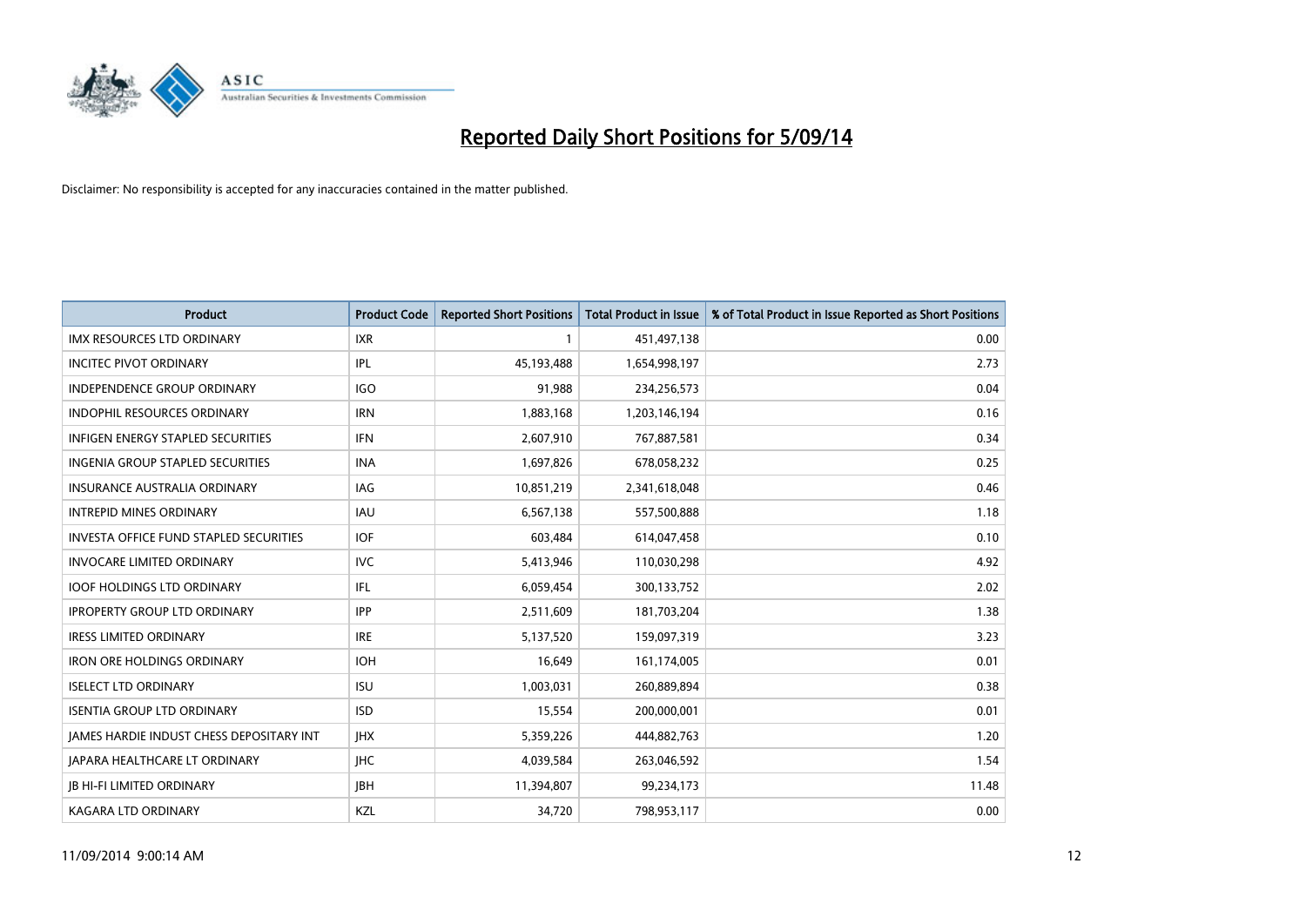# Reported Daily Short Positions for 5/09/14

Disclaimer: No responsibility is accepted for any inaccuracies contained in the matter published.

| Product | Product Code | Reported Short Positions | Total Product in Issue | % of Total Product in Issue Reported as Short Positions |
|---|---|---|---|---|
| IMX RESOURCES LTD ORDINARY | IXR | 1 | 451,497,138 | 0.00 |
| INCITEC PIVOT ORDINARY | IPL | 45,193,488 | 1,654,998,197 | 2.73 |
| INDEPENDENCE GROUP ORDINARY | IGO | 91,988 | 234,256,573 | 0.04 |
| INDOPHIL RESOURCES ORDINARY | IRN | 1,883,168 | 1,203,146,194 | 0.16 |
| INFIGEN ENERGY STAPLED SECURITIES | IFN | 2,607,910 | 767,887,581 | 0.34 |
| INGENIA GROUP STAPLED SECURITIES | INA | 1,697,826 | 678,058,232 | 0.25 |
| INSURANCE AUSTRALIA ORDINARY | IAG | 10,851,219 | 2,341,618,048 | 0.46 |
| INTREPID MINES ORDINARY | IAU | 6,567,138 | 557,500,888 | 1.18 |
| INVESTA OFFICE FUND STAPLED SECURITIES | IOF | 603,484 | 614,047,458 | 0.10 |
| INVOCARE LIMITED ORDINARY | IVC | 5,413,946 | 110,030,298 | 4.92 |
| IOOF HOLDINGS LTD ORDINARY | IFL | 6,059,454 | 300,133,752 | 2.02 |
| IPROPERTY GROUP LTD ORDINARY | IPP | 2,511,609 | 181,703,204 | 1.38 |
| IRESS LIMITED ORDINARY | IRE | 5,137,520 | 159,097,319 | 3.23 |
| IRON ORE HOLDINGS ORDINARY | IOH | 16,649 | 161,174,005 | 0.01 |
| ISELECT LTD ORDINARY | ISU | 1,003,031 | 260,889,894 | 0.38 |
| ISENTIA GROUP LTD ORDINARY | ISD | 15,554 | 200,000,001 | 0.01 |
| JAMES HARDIE INDUST CHESS DEPOSITARY INT | JHX | 5,359,226 | 444,882,763 | 1.20 |
| JAPARA HEALTHCARE LT ORDINARY | JHC | 4,039,584 | 263,046,592 | 1.54 |
| JB HI-FI LIMITED ORDINARY | JBH | 11,394,807 | 99,234,173 | 11.48 |
| KAGARA LTD ORDINARY | KZL | 34,720 | 798,953,117 | 0.00 |

11/09/2014 9:00:14 AM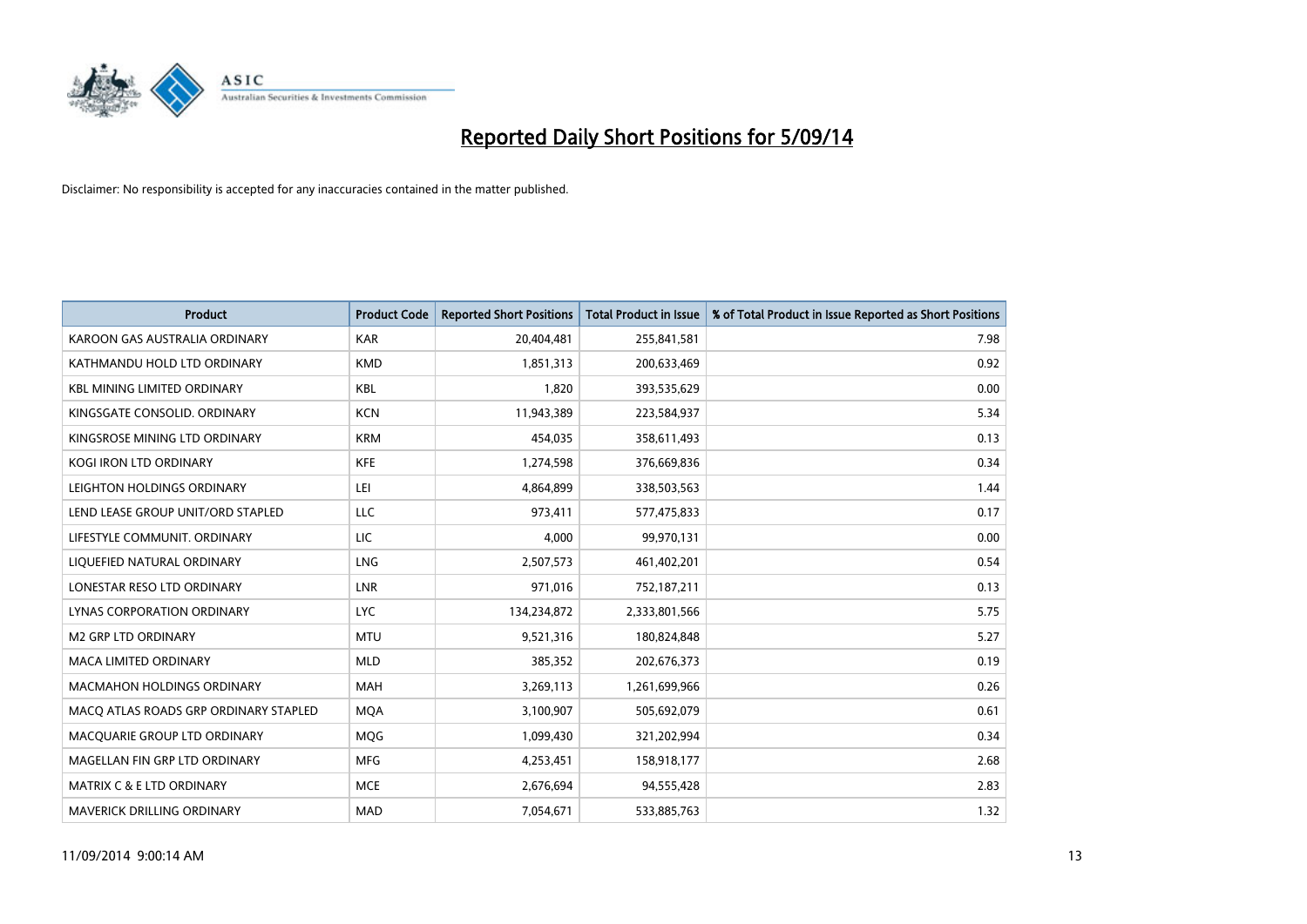# Reported Daily Short Positions for 5/09/14

Disclaimer: No responsibility is accepted for any inaccuracies contained in the matter published.

| Product | Product Code | Reported Short Positions | Total Product in Issue | % of Total Product in Issue Reported as Short Positions |
|---|---|---|---|---|
| KAROON GAS AUSTRALIA ORDINARY | KAR | 20,404,481 | 255,841,581 | 7.98 |
| KATHMANDU HOLD LTD ORDINARY | KMD | 1,851,313 | 200,633,469 | 0.92 |
| KBL MINING LIMITED ORDINARY | KBL | 1,820 | 393,535,629 | 0.00 |
| KINGSGATE CONSOLID. ORDINARY | KCN | 11,943,389 | 223,584,937 | 5.34 |
| KINGSROSE MINING LTD ORDINARY | KRM | 454,035 | 358,611,493 | 0.13 |
| KOGI IRON LTD ORDINARY | KFE | 1,274,598 | 376,669,836 | 0.34 |
| LEIGHTON HOLDINGS ORDINARY | LEI | 4,864,899 | 338,503,563 | 1.44 |
| LEND LEASE GROUP UNIT/ORD STAPLED | LLC | 973,411 | 577,475,833 | 0.17 |
| LIFESTYLE COMMUNIT. ORDINARY | LIC | 4,000 | 99,970,131 | 0.00 |
| LIQUEFIED NATURAL ORDINARY | LNG | 2,507,573 | 461,402,201 | 0.54 |
| LONESTAR RESO LTD ORDINARY | LNR | 971,016 | 752,187,211 | 0.13 |
| LYNAS CORPORATION ORDINARY | LYC | 134,234,872 | 2,333,801,566 | 5.75 |
| M2 GRP LTD ORDINARY | MTU | 9,521,316 | 180,824,848 | 5.27 |
| MACA LIMITED ORDINARY | MLD | 385,352 | 202,676,373 | 0.19 |
| MACMAHON HOLDINGS ORDINARY | MAH | 3,269,113 | 1,261,699,966 | 0.26 |
| MACQ ATLAS ROADS GRP ORDINARY STAPLED | MQA | 3,100,907 | 505,692,079 | 0.61 |
| MACQUARIE GROUP LTD ORDINARY | MQG | 1,099,430 | 321,202,994 | 0.34 |
| MAGELLAN FIN GRP LTD ORDINARY | MFG | 4,253,451 | 158,918,177 | 2.68 |
| MATRIX C & E LTD ORDINARY | MCE | 2,676,694 | 94,555,428 | 2.83 |
| MAVERICK DRILLING ORDINARY | MAD | 7,054,671 | 533,885,763 | 1.32 |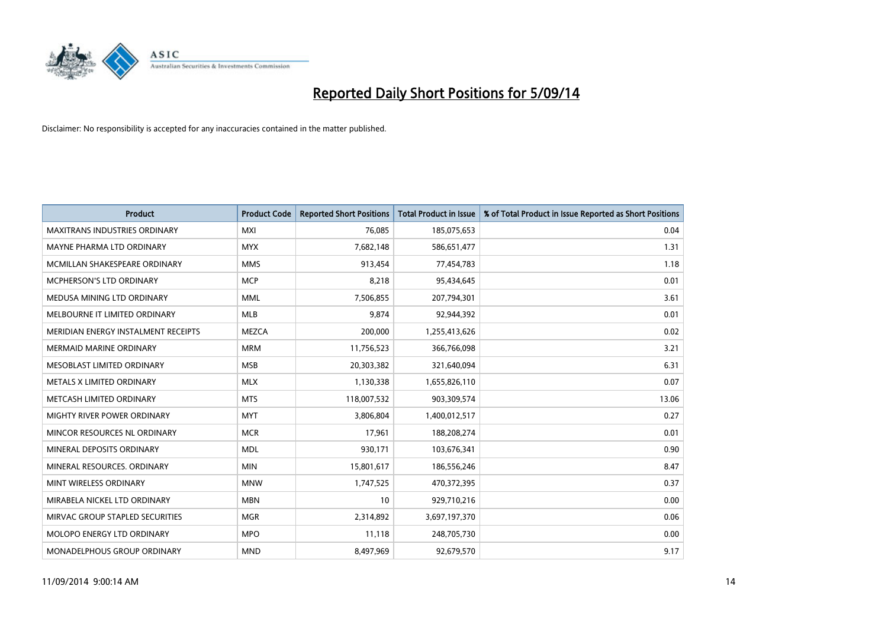# Reported Daily Short Positions for 5/09/14

Disclaimer: No responsibility is accepted for any inaccuracies contained in the matter published.

| Product | Product Code | Reported Short Positions | Total Product in Issue | % of Total Product in Issue Reported as Short Positions |
|---|---|---|---|---|
| MAXITRANS INDUSTRIES ORDINARY | MXI | 76,085 | 185,075,653 | 0.04 |
| MAYNE PHARMA LTD ORDINARY | MYX | 7,682,148 | 586,651,477 | 1.31 |
| MCMILLAN SHAKESPEARE ORDINARY | MMS | 913,454 | 77,454,783 | 1.18 |
| MCPHERSON'S LTD ORDINARY | MCP | 8,218 | 95,434,645 | 0.01 |
| MEDUSA MINING LTD ORDINARY | MML | 7,506,855 | 207,794,301 | 3.61 |
| MELBOURNE IT LIMITED ORDINARY | MLB | 9,874 | 92,944,392 | 0.01 |
| MERIDIAN ENERGY INSTALMENT RECEIPTS | MEZCA | 200,000 | 1,255,413,626 | 0.02 |
| MERMAID MARINE ORDINARY | MRM | 11,756,523 | 366,766,098 | 3.21 |
| MESOBLAST LIMITED ORDINARY | MSB | 20,303,382 | 321,640,094 | 6.31 |
| METALS X LIMITED ORDINARY | MLX | 1,130,338 | 1,655,826,110 | 0.07 |
| METCASH LIMITED ORDINARY | MTS | 118,007,532 | 903,309,574 | 13.06 |
| MIGHTY RIVER POWER ORDINARY | MYT | 3,806,804 | 1,400,012,517 | 0.27 |
| MINCOR RESOURCES NL ORDINARY | MCR | 17,961 | 188,208,274 | 0.01 |
| MINERAL DEPOSITS ORDINARY | MDL | 930,171 | 103,676,341 | 0.90 |
| MINERAL RESOURCES. ORDINARY | MIN | 15,801,617 | 186,556,246 | 8.47 |
| MINT WIRELESS ORDINARY | MNW | 1,747,525 | 470,372,395 | 0.37 |
| MIRABELA NICKEL LTD ORDINARY | MBN | 10 | 929,710,216 | 0.00 |
| MIRVAC GROUP STAPLED SECURITIES | MGR | 2,314,892 | 3,697,197,370 | 0.06 |
| MOLOPO ENERGY LTD ORDINARY | MPO | 11,118 | 248,705,730 | 0.00 |
| MONADELPHOUS GROUP ORDINARY | MND | 8,497,969 | 92,679,570 | 9.17 |

11/09/2014 9:00:14 AM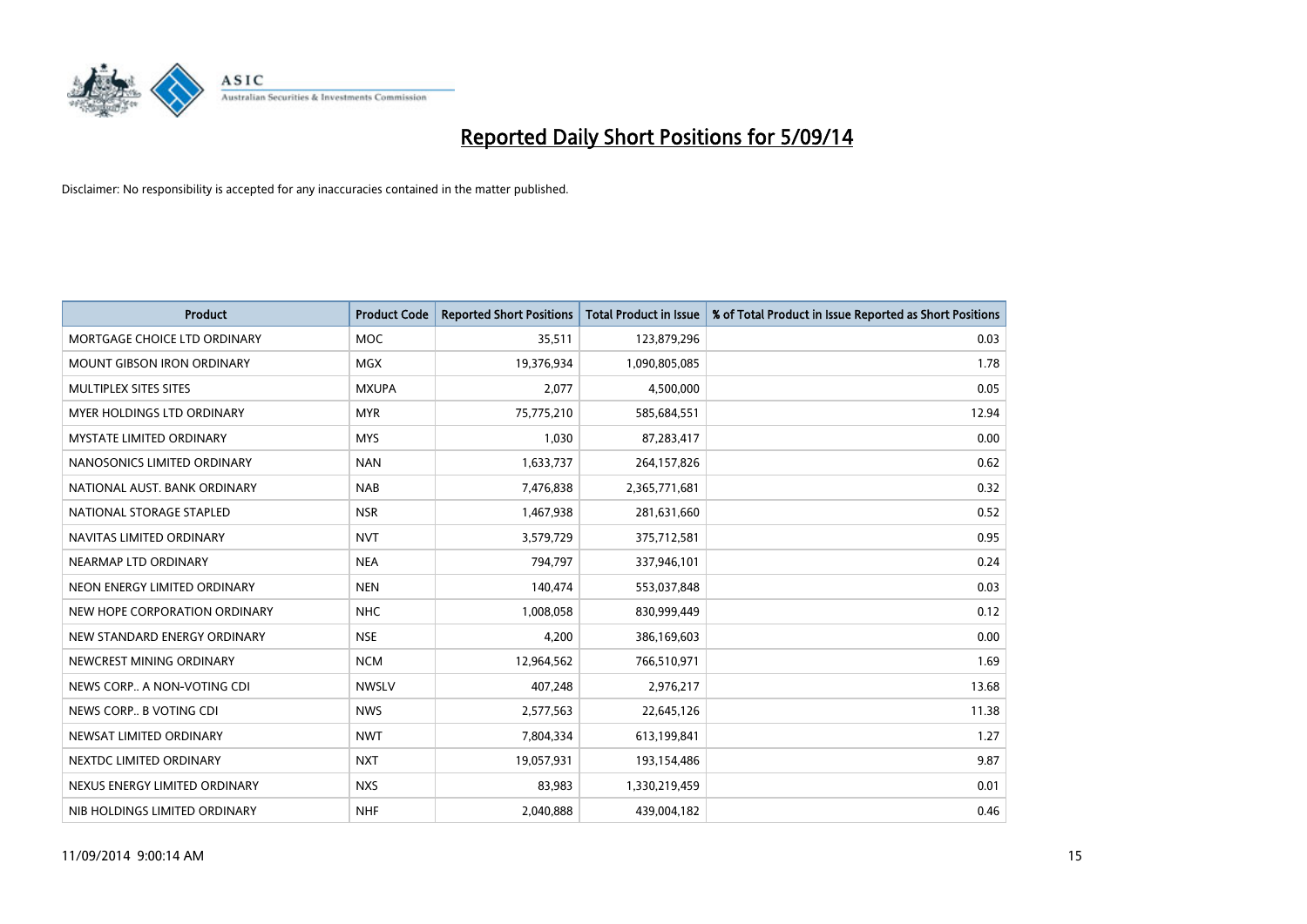# Reported Daily Short Positions for 5/09/14

Disclaimer: No responsibility is accepted for any inaccuracies contained in the matter published.

| Product | Product Code | Reported Short Positions | Total Product in Issue | % of Total Product in Issue Reported as Short Positions |
|---|---|---|---|---|
| MORTGAGE CHOICE LTD ORDINARY | MOC | 35,511 | 123,879,296 | 0.03 |
| MOUNT GIBSON IRON ORDINARY | MGX | 19,376,934 | 1,090,805,085 | 1.78 |
| MULTIPLEX SITES SITES | MXUPA | 2,077 | 4,500,000 | 0.05 |
| MYER HOLDINGS LTD ORDINARY | MYR | 75,775,210 | 585,684,551 | 12.94 |
| MYSTATE LIMITED ORDINARY | MYS | 1,030 | 87,283,417 | 0.00 |
| NANOSONICS LIMITED ORDINARY | NAN | 1,633,737 | 264,157,826 | 0.62 |
| NATIONAL AUST. BANK ORDINARY | NAB | 7,476,838 | 2,365,771,681 | 0.32 |
| NATIONAL STORAGE STAPLED | NSR | 1,467,938 | 281,631,660 | 0.52 |
| NAVITAS LIMITED ORDINARY | NVT | 3,579,729 | 375,712,581 | 0.95 |
| NEARMAP LTD ORDINARY | NEA | 794,797 | 337,946,101 | 0.24 |
| NEON ENERGY LIMITED ORDINARY | NEN | 140,474 | 553,037,848 | 0.03 |
| NEW HOPE CORPORATION ORDINARY | NHC | 1,008,058 | 830,999,449 | 0.12 |
| NEW STANDARD ENERGY ORDINARY | NSE | 4,200 | 386,169,603 | 0.00 |
| NEWCREST MINING ORDINARY | NCM | 12,964,562 | 766,510,971 | 1.69 |
| NEWS CORP.. A NON-VOTING CDI | NWSLV | 407,248 | 2,976,217 | 13.68 |
| NEWS CORP.. B VOTING CDI | NWS | 2,577,563 | 22,645,126 | 11.38 |
| NEWSAT LIMITED ORDINARY | NWT | 7,804,334 | 613,199,841 | 1.27 |
| NEXTDC LIMITED ORDINARY | NXT | 19,057,931 | 193,154,486 | 9.87 |
| NEXUS ENERGY LIMITED ORDINARY | NXS | 83,983 | 1,330,219,459 | 0.01 |
| NIB HOLDINGS LIMITED ORDINARY | NHF | 2,040,888 | 439,004,182 | 0.46 |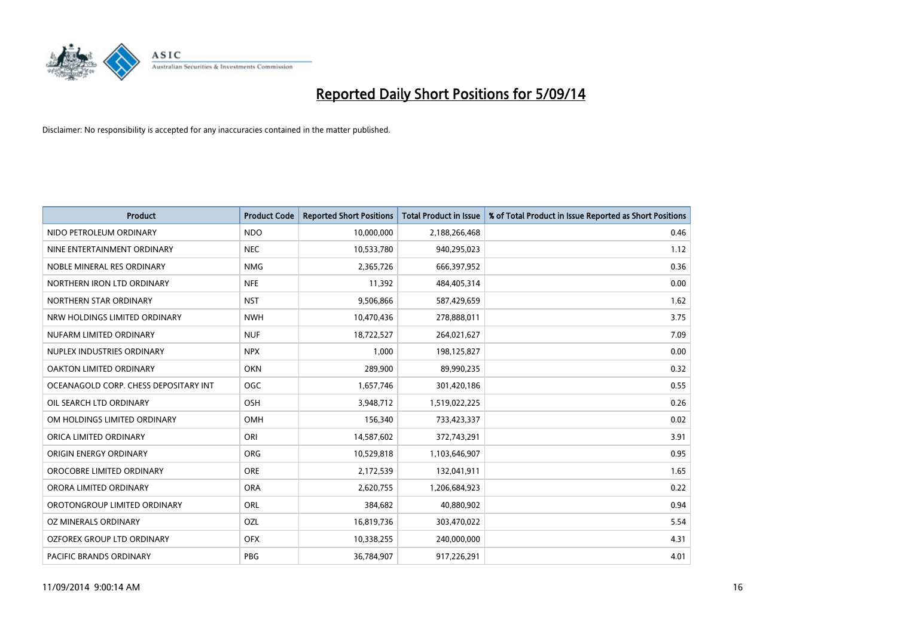# Reported Daily Short Positions for 5/09/14

Disclaimer: No responsibility is accepted for any inaccuracies contained in the matter published.

| Product | Product Code | Reported Short Positions | Total Product in Issue | % of Total Product in Issue Reported as Short Positions |
|---|---|---|---|---|
| NIDO PETROLEUM ORDINARY | NDO | 10,000,000 | 2,188,266,468 | 0.46 |
| NINE ENTERTAINMENT ORDINARY | NEC | 10,533,780 | 940,295,023 | 1.12 |
| NOBLE MINERAL RES ORDINARY | NMG | 2,365,726 | 666,397,952 | 0.36 |
| NORTHERN IRON LTD ORDINARY | NFE | 11,392 | 484,405,314 | 0.00 |
| NORTHERN STAR ORDINARY | NST | 9,506,866 | 587,429,659 | 1.62 |
| NRW HOLDINGS LIMITED ORDINARY | NWH | 10,470,436 | 278,888,011 | 3.75 |
| NUFARM LIMITED ORDINARY | NUF | 18,722,527 | 264,021,627 | 7.09 |
| NUPLEX INDUSTRIES ORDINARY | NPX | 1,000 | 198,125,827 | 0.00 |
| OAKTON LIMITED ORDINARY | OKN | 289,900 | 89,990,235 | 0.32 |
| OCEANAGOLD CORP. CHESS DEPOSITARY INT | OGC | 1,657,746 | 301,420,186 | 0.55 |
| OIL SEARCH LTD ORDINARY | OSH | 3,948,712 | 1,519,022,225 | 0.26 |
| OM HOLDINGS LIMITED ORDINARY | OMH | 156,340 | 733,423,337 | 0.02 |
| ORICA LIMITED ORDINARY | ORI | 14,587,602 | 372,743,291 | 3.91 |
| ORIGIN ENERGY ORDINARY | ORG | 10,529,818 | 1,103,646,907 | 0.95 |
| OROCOBRE LIMITED ORDINARY | ORE | 2,172,539 | 132,041,911 | 1.65 |
| ORORA LIMITED ORDINARY | ORA | 2,620,755 | 1,206,684,923 | 0.22 |
| OROTONGROUP LIMITED ORDINARY | ORL | 384,682 | 40,880,902 | 0.94 |
| OZ MINERALS ORDINARY | OZL | 16,819,736 | 303,470,022 | 5.54 |
| OZFOREX GROUP LTD ORDINARY | OFX | 10,338,255 | 240,000,000 | 4.31 |
| PACIFIC BRANDS ORDINARY | PBG | 36,784,907 | 917,226,291 | 4.01 |

11/09/2014 9:00:14 AM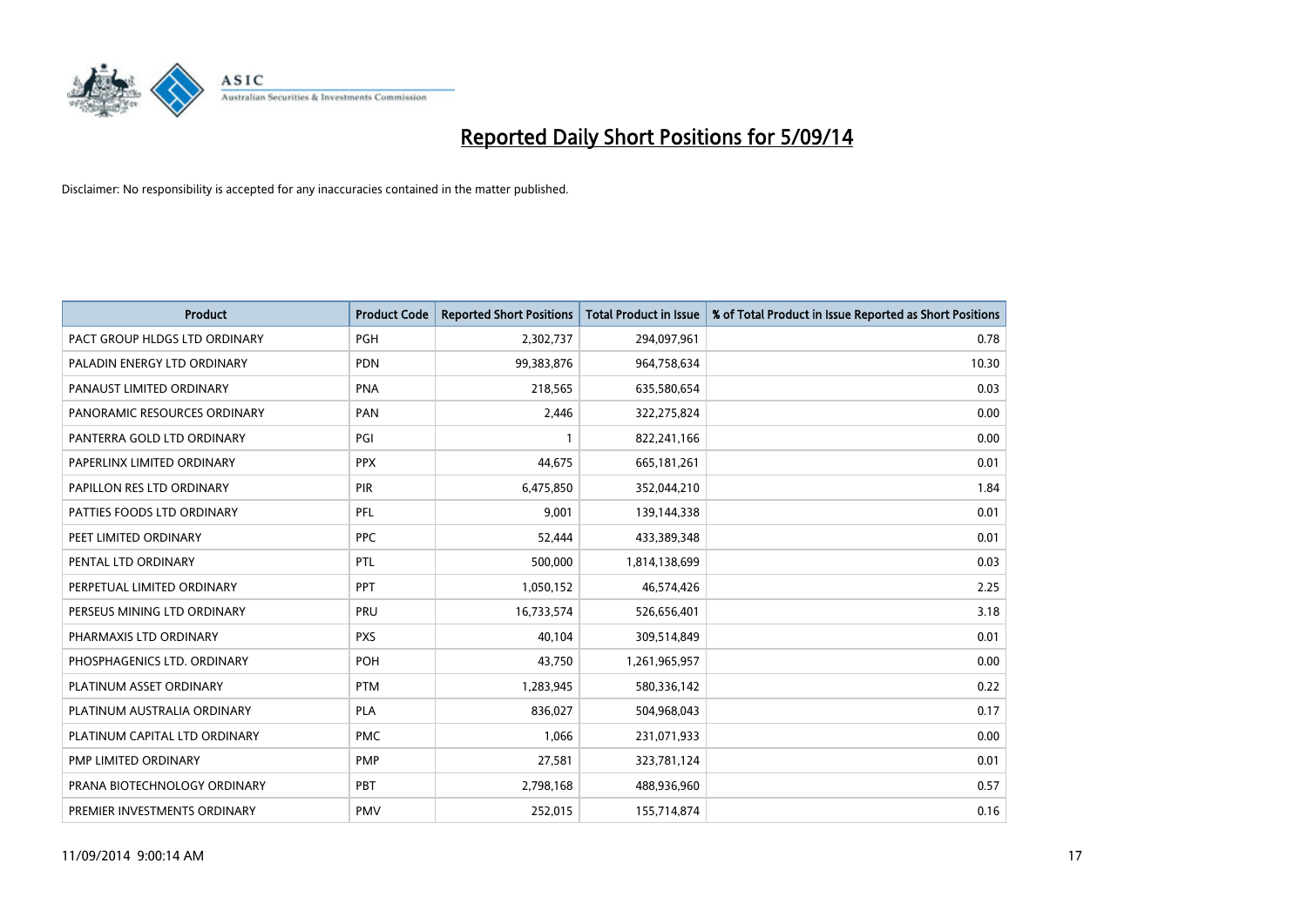# Reported Daily Short Positions for 5/09/14

Disclaimer: No responsibility is accepted for any inaccuracies contained in the matter published.

| Product | Product Code | Reported Short Positions | Total Product in Issue | % of Total Product in Issue Reported as Short Positions |
| --- | --- | --- | --- | --- |
| PACT GROUP HLDGS LTD ORDINARY | PGH | 2,302,737 | 294,097,961 | 0.78 |
| PALADIN ENERGY LTD ORDINARY | PDN | 99,383,876 | 964,758,634 | 10.30 |
| PANAUST LIMITED ORDINARY | PNA | 218,565 | 635,580,654 | 0.03 |
| PANORAMIC RESOURCES ORDINARY | PAN | 2,446 | 322,275,824 | 0.00 |
| PANTERRA GOLD LTD ORDINARY | PGI | 1 | 822,241,166 | 0.00 |
| PAPERLINX LIMITED ORDINARY | PPX | 44,675 | 665,181,261 | 0.01 |
| PAPILLON RES LTD ORDINARY | PIR | 6,475,850 | 352,044,210 | 1.84 |
| PATTIES FOODS LTD ORDINARY | PFL | 9,001 | 139,144,338 | 0.01 |
| PEET LIMITED ORDINARY | PPC | 52,444 | 433,389,348 | 0.01 |
| PENTAL LTD ORDINARY | PTL | 500,000 | 1,814,138,699 | 0.03 |
| PERPETUAL LIMITED ORDINARY | PPT | 1,050,152 | 46,574,426 | 2.25 |
| PERSEUS MINING LTD ORDINARY | PRU | 16,733,574 | 526,656,401 | 3.18 |
| PHARMAXIS LTD ORDINARY | PXS | 40,104 | 309,514,849 | 0.01 |
| PHOSPHAGENICS LTD. ORDINARY | POH | 43,750 | 1,261,965,957 | 0.00 |
| PLATINUM ASSET ORDINARY | PTM | 1,283,945 | 580,336,142 | 0.22 |
| PLATINUM AUSTRALIA ORDINARY | PLA | 836,027 | 504,968,043 | 0.17 |
| PLATINUM CAPITAL LTD ORDINARY | PMC | 1,066 | 231,071,933 | 0.00 |
| PMP LIMITED ORDINARY | PMP | 27,581 | 323,781,124 | 0.01 |
| PRANA BIOTECHNOLOGY ORDINARY | PBT | 2,798,168 | 488,936,960 | 0.57 |
| PREMIER INVESTMENTS ORDINARY | PMV | 252,015 | 155,714,874 | 0.16 |

11/09/2014 9:00:14 AM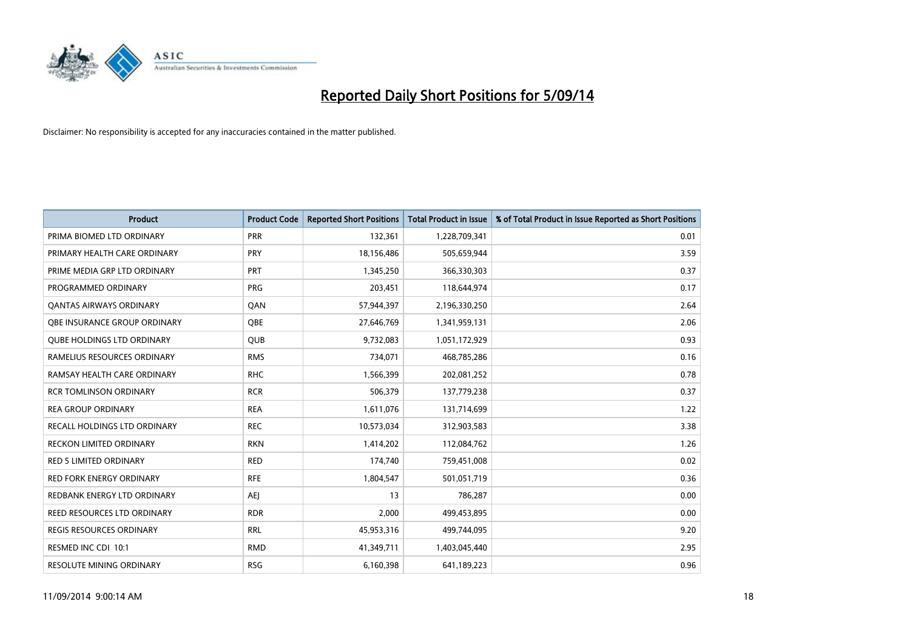# Reported Daily Short Positions for 5/09/14

Disclaimer: No responsibility is accepted for any inaccuracies contained in the matter published.

| Product | Product Code | Reported Short Positions | Total Product in Issue | % of Total Product in Issue Reported as Short Positions |
|---|---|---|---|---|
| PRIMA BIOMED LTD ORDINARY | PRR | 132,361 | 1,228,709,341 | 0.01 |
| PRIMARY HEALTH CARE ORDINARY | PRY | 18,156,486 | 505,659,944 | 3.59 |
| PRIME MEDIA GRP LTD ORDINARY | PRT | 1,345,250 | 366,330,303 | 0.37 |
| PROGRAMMED ORDINARY | PRG | 203,451 | 118,644,974 | 0.17 |
| QANTAS AIRWAYS ORDINARY | QAN | 57,944,397 | 2,196,330,250 | 2.64 |
| QBE INSURANCE GROUP ORDINARY | QBE | 27,646,769 | 1,341,959,131 | 2.06 |
| QUBE HOLDINGS LTD ORDINARY | QUB | 9,732,083 | 1,051,172,929 | 0.93 |
| RAMELIUS RESOURCES ORDINARY | RMS | 734,071 | 468,785,286 | 0.16 |
| RAMSAY HEALTH CARE ORDINARY | RHC | 1,566,399 | 202,081,252 | 0.78 |
| RCR TOMLINSON ORDINARY | RCR | 506,379 | 137,779,238 | 0.37 |
| REA GROUP ORDINARY | REA | 1,611,076 | 131,714,699 | 1.22 |
| RECALL HOLDINGS LTD ORDINARY | REC | 10,573,034 | 312,903,583 | 3.38 |
| RECKON LIMITED ORDINARY | RKN | 1,414,202 | 112,084,762 | 1.26 |
| RED 5 LIMITED ORDINARY | RED | 174,740 | 759,451,008 | 0.02 |
| RED FORK ENERGY ORDINARY | RFE | 1,804,547 | 501,051,719 | 0.36 |
| REDBANK ENERGY LTD ORDINARY | AEJ | 13 | 786,287 | 0.00 |
| REED RESOURCES LTD ORDINARY | RDR | 2,000 | 499,453,895 | 0.00 |
| REGIS RESOURCES ORDINARY | RRL | 45,953,316 | 499,744,095 | 9.20 |
| RESMED INC CDI 10:1 | RMD | 41,349,711 | 1,403,045,440 | 2.95 |
| RESOLUTE MINING ORDINARY | RSG | 6,160,398 | 641,189,223 | 0.96 |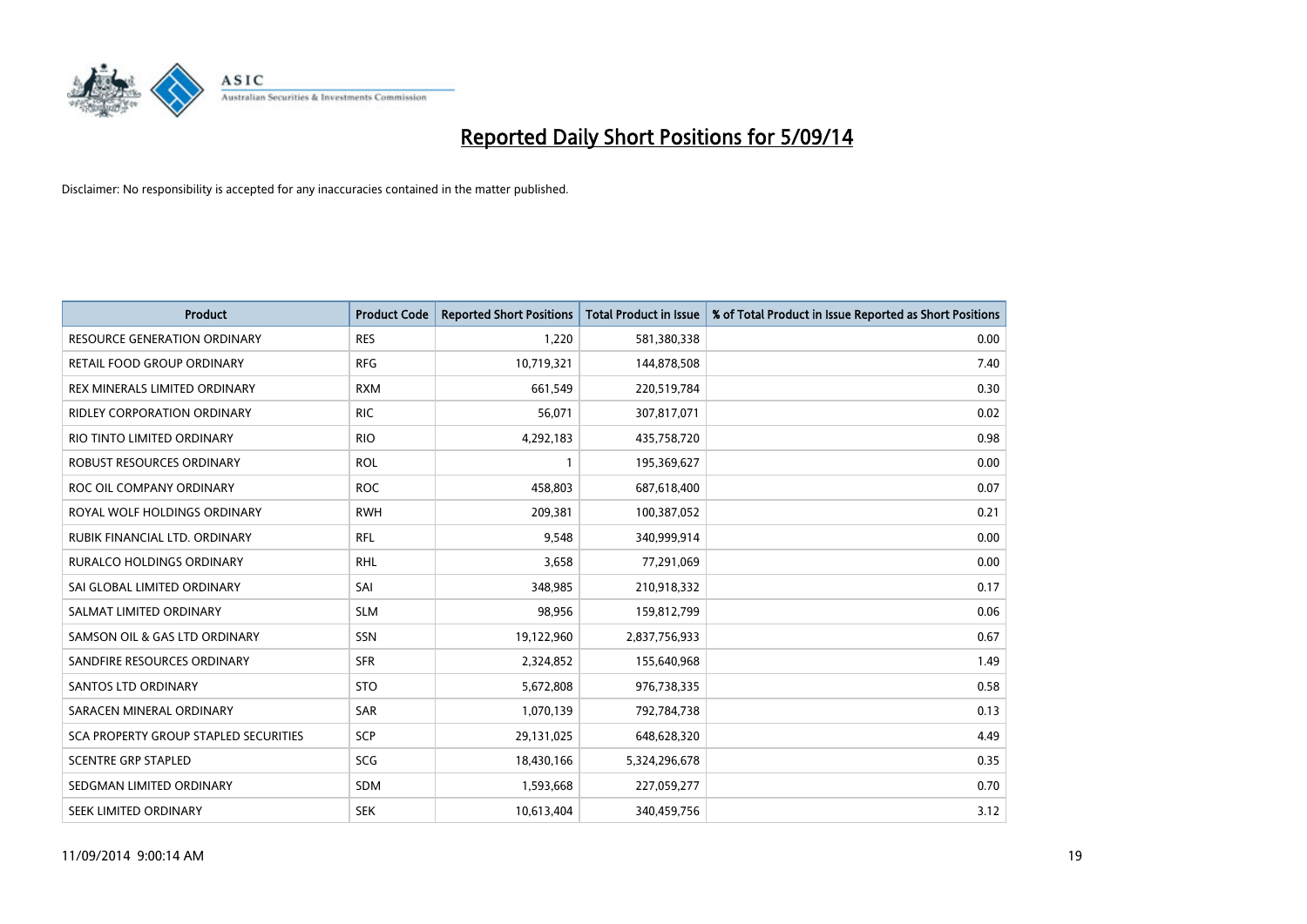# Reported Daily Short Positions for 5/09/14

Disclaimer: No responsibility is accepted for any inaccuracies contained in the matter published.

| Product | Product Code | Reported Short Positions | Total Product in Issue | % of Total Product in Issue Reported as Short Positions |
|---|---|---|---|---|
| RESOURCE GENERATION ORDINARY | RES | 1,220 | 581,380,338 | 0.00 |
| RETAIL FOOD GROUP ORDINARY | RFG | 10,719,321 | 144,878,508 | 7.40 |
| REX MINERALS LIMITED ORDINARY | RXM | 661,549 | 220,519,784 | 0.30 |
| RIDLEY CORPORATION ORDINARY | RIC | 56,071 | 307,817,071 | 0.02 |
| RIO TINTO LIMITED ORDINARY | RIO | 4,292,183 | 435,758,720 | 0.98 |
| ROBUST RESOURCES ORDINARY | ROL | 1 | 195,369,627 | 0.00 |
| ROC OIL COMPANY ORDINARY | ROC | 458,803 | 687,618,400 | 0.07 |
| ROYAL WOLF HOLDINGS ORDINARY | RWH | 209,381 | 100,387,052 | 0.21 |
| RUBIK FINANCIAL LTD. ORDINARY | RFL | 9,548 | 340,999,914 | 0.00 |
| RURALCO HOLDINGS ORDINARY | RHL | 3,658 | 77,291,069 | 0.00 |
| SAI GLOBAL LIMITED ORDINARY | SAI | 348,985 | 210,918,332 | 0.17 |
| SALMAT LIMITED ORDINARY | SLM | 98,956 | 159,812,799 | 0.06 |
| SAMSON OIL & GAS LTD ORDINARY | SSN | 19,122,960 | 2,837,756,933 | 0.67 |
| SANDFIRE RESOURCES ORDINARY | SFR | 2,324,852 | 155,640,968 | 1.49 |
| SANTOS LTD ORDINARY | STO | 5,672,808 | 976,738,335 | 0.58 |
| SARACEN MINERAL ORDINARY | SAR | 1,070,139 | 792,784,738 | 0.13 |
| SCA PROPERTY GROUP STAPLED SECURITIES | SCP | 29,131,025 | 648,628,320 | 4.49 |
| SCENTRE GRP STAPLED | SCG | 18,430,166 | 5,324,296,678 | 0.35 |
| SEDGMAN LIMITED ORDINARY | SDM | 1,593,668 | 227,059,277 | 0.70 |
| SEEK LIMITED ORDINARY | SEK | 10,613,404 | 340,459,756 | 3.12 |

11/09/2014 9:00:14 AM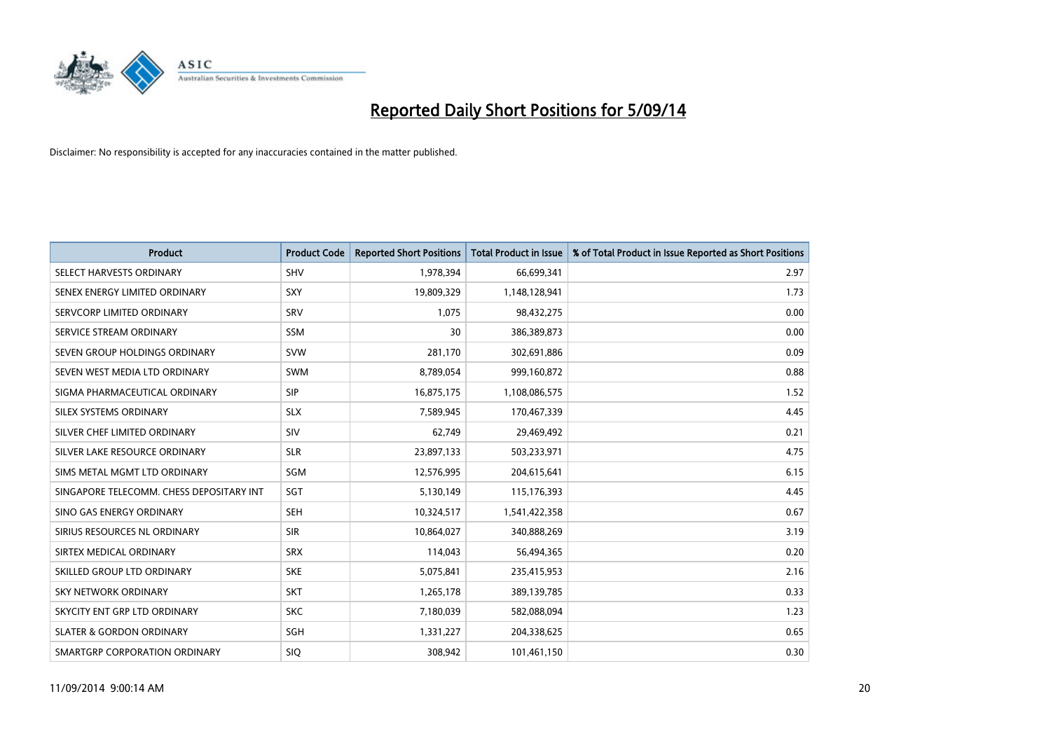# Reported Daily Short Positions for 5/09/14

Disclaimer: No responsibility is accepted for any inaccuracies contained in the matter published.

| Product | Product Code | Reported Short Positions | Total Product in Issue | % of Total Product in Issue Reported as Short Positions |
|---|---|---|---|---|
| SELECT HARVESTS ORDINARY | SHV | 1,978,394 | 66,699,341 | 2.97 |
| SENEX ENERGY LIMITED ORDINARY | SXY | 19,809,329 | 1,148,128,941 | 1.73 |
| SERVCORP LIMITED ORDINARY | SRV | 1,075 | 98,432,275 | 0.00 |
| SERVICE STREAM ORDINARY | SSM | 30 | 386,389,873 | 0.00 |
| SEVEN GROUP HOLDINGS ORDINARY | SVW | 281,170 | 302,691,886 | 0.09 |
| SEVEN WEST MEDIA LTD ORDINARY | SWM | 8,789,054 | 999,160,872 | 0.88 |
| SIGMA PHARMACEUTICAL ORDINARY | SIP | 16,875,175 | 1,108,086,575 | 1.52 |
| SILEX SYSTEMS ORDINARY | SLX | 7,589,945 | 170,467,339 | 4.45 |
| SILVER CHEF LIMITED ORDINARY | SIV | 62,749 | 29,469,492 | 0.21 |
| SILVER LAKE RESOURCE ORDINARY | SLR | 23,897,133 | 503,233,971 | 4.75 |
| SIMS METAL MGMT LTD ORDINARY | SGM | 12,576,995 | 204,615,641 | 6.15 |
| SINGAPORE TELECOMM. CHESS DEPOSITARY INT | SGT | 5,130,149 | 115,176,393 | 4.45 |
| SINO GAS ENERGY ORDINARY | SEH | 10,324,517 | 1,541,422,358 | 0.67 |
| SIRIUS RESOURCES NL ORDINARY | SIR | 10,864,027 | 340,888,269 | 3.19 |
| SIRTEX MEDICAL ORDINARY | SRX | 114,043 | 56,494,365 | 0.20 |
| SKILLED GROUP LTD ORDINARY | SKE | 5,075,841 | 235,415,953 | 2.16 |
| SKY NETWORK ORDINARY | SKT | 1,265,178 | 389,139,785 | 0.33 |
| SKYCITY ENT GRP LTD ORDINARY | SKC | 7,180,039 | 582,088,094 | 1.23 |
| SLATER & GORDON ORDINARY | SGH | 1,331,227 | 204,338,625 | 0.65 |
| SMARTGRP CORPORATION ORDINARY | SIQ | 308,942 | 101,461,150 | 0.30 |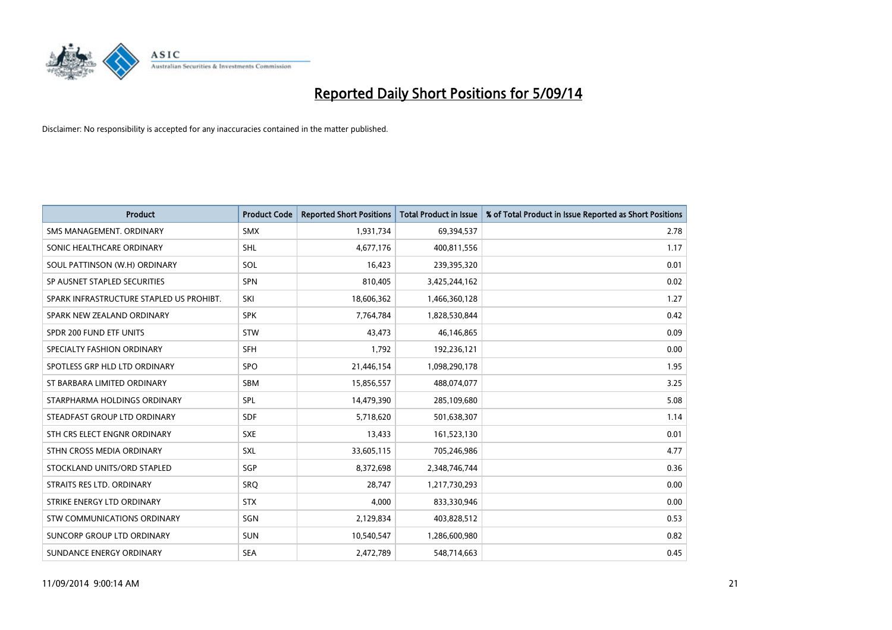# Reported Daily Short Positions for 5/09/14

Disclaimer: No responsibility is accepted for any inaccuracies contained in the matter published.

| Product | Product Code | Reported Short Positions | Total Product in Issue | % of Total Product in Issue Reported as Short Positions |
|---|---|---|---|---|
| SMS MANAGEMENT. ORDINARY | SMX | 1,931,734 | 69,394,537 | 2.78 |
| SONIC HEALTHCARE ORDINARY | SHL | 4,677,176 | 400,811,556 | 1.17 |
| SOUL PATTINSON (W.H) ORDINARY | SOL | 16,423 | 239,395,320 | 0.01 |
| SP AUSNET STAPLED SECURITIES | SPN | 810,405 | 3,425,244,162 | 0.02 |
| SPARK INFRASTRUCTURE STAPLED US PROHIBT. | SKI | 18,606,362 | 1,466,360,128 | 1.27 |
| SPARK NEW ZEALAND ORDINARY | SPK | 7,764,784 | 1,828,530,844 | 0.42 |
| SPDR 200 FUND ETF UNITS | STW | 43,473 | 46,146,865 | 0.09 |
| SPECIALTY FASHION ORDINARY | SFH | 1,792 | 192,236,121 | 0.00 |
| SPOTLESS GRP HLD LTD ORDINARY | SPO | 21,446,154 | 1,098,290,178 | 1.95 |
| ST BARBARA LIMITED ORDINARY | SBM | 15,856,557 | 488,074,077 | 3.25 |
| STARPHARMA HOLDINGS ORDINARY | SPL | 14,479,390 | 285,109,680 | 5.08 |
| STEADFAST GROUP LTD ORDINARY | SDF | 5,718,620 | 501,638,307 | 1.14 |
| STH CRS ELECT ENGNR ORDINARY | SXE | 13,433 | 161,523,130 | 0.01 |
| STHN CROSS MEDIA ORDINARY | SXL | 33,605,115 | 705,246,986 | 4.77 |
| STOCKLAND UNITS/ORD STAPLED | SGP | 8,372,698 | 2,348,746,744 | 0.36 |
| STRAITS RES LTD. ORDINARY | SRQ | 28,747 | 1,217,730,293 | 0.00 |
| STRIKE ENERGY LTD ORDINARY | STX | 4,000 | 833,330,946 | 0.00 |
| STW COMMUNICATIONS ORDINARY | SGN | 2,129,834 | 403,828,512 | 0.53 |
| SUNCORP GROUP LTD ORDINARY | SUN | 10,540,547 | 1,286,600,980 | 0.82 |
| SUNDANCE ENERGY ORDINARY | SEA | 2,472,789 | 548,714,663 | 0.45 |

11/09/2014 9:00:14 AM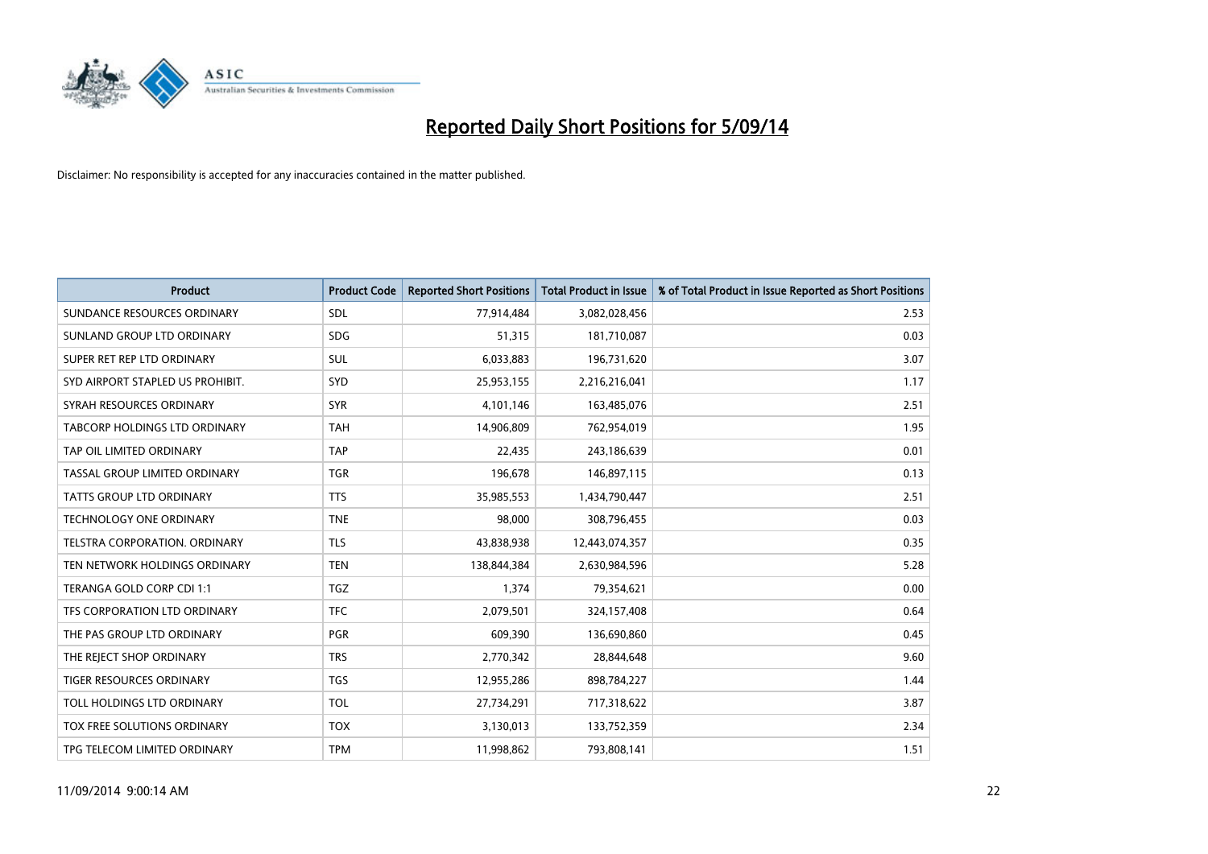# Reported Daily Short Positions for 5/09/14

Disclaimer: No responsibility is accepted for any inaccuracies contained in the matter published.

| Product | Product Code | Reported Short Positions | Total Product in Issue | % of Total Product in Issue Reported as Short Positions |
| --- | --- | --- | --- | --- |
| SUNDANCE RESOURCES ORDINARY | SDL | 77,914,484 | 3,082,028,456 | 2.53 |
| SUNLAND GROUP LTD ORDINARY | SDG | 51,315 | 181,710,087 | 0.03 |
| SUPER RET REP LTD ORDINARY | SUL | 6,033,883 | 196,731,620 | 3.07 |
| SYD AIRPORT STAPLED US PROHIBIT. | SYD | 25,953,155 | 2,216,216,041 | 1.17 |
| SYRAH RESOURCES ORDINARY | SYR | 4,101,146 | 163,485,076 | 2.51 |
| TABCORP HOLDINGS LTD ORDINARY | TAH | 14,906,809 | 762,954,019 | 1.95 |
| TAP OIL LIMITED ORDINARY | TAP | 22,435 | 243,186,639 | 0.01 |
| TASSAL GROUP LIMITED ORDINARY | TGR | 196,678 | 146,897,115 | 0.13 |
| TATTS GROUP LTD ORDINARY | TTS | 35,985,553 | 1,434,790,447 | 2.51 |
| TECHNOLOGY ONE ORDINARY | TNE | 98,000 | 308,796,455 | 0.03 |
| TELSTRA CORPORATION. ORDINARY | TLS | 43,838,938 | 12,443,074,357 | 0.35 |
| TEN NETWORK HOLDINGS ORDINARY | TEN | 138,844,384 | 2,630,984,596 | 5.28 |
| TERANGA GOLD CORP CDI 1:1 | TGZ | 1,374 | 79,354,621 | 0.00 |
| TFS CORPORATION LTD ORDINARY | TFC | 2,079,501 | 324,157,408 | 0.64 |
| THE PAS GROUP LTD ORDINARY | PGR | 609,390 | 136,690,860 | 0.45 |
| THE REJECT SHOP ORDINARY | TRS | 2,770,342 | 28,844,648 | 9.60 |
| TIGER RESOURCES ORDINARY | TGS | 12,955,286 | 898,784,227 | 1.44 |
| TOLL HOLDINGS LTD ORDINARY | TOL | 27,734,291 | 717,318,622 | 3.87 |
| TOX FREE SOLUTIONS ORDINARY | TOX | 3,130,013 | 133,752,359 | 2.34 |
| TPG TELECOM LIMITED ORDINARY | TPM | 11,998,862 | 793,808,141 | 1.51 |

11/09/2014 9:00:14 AM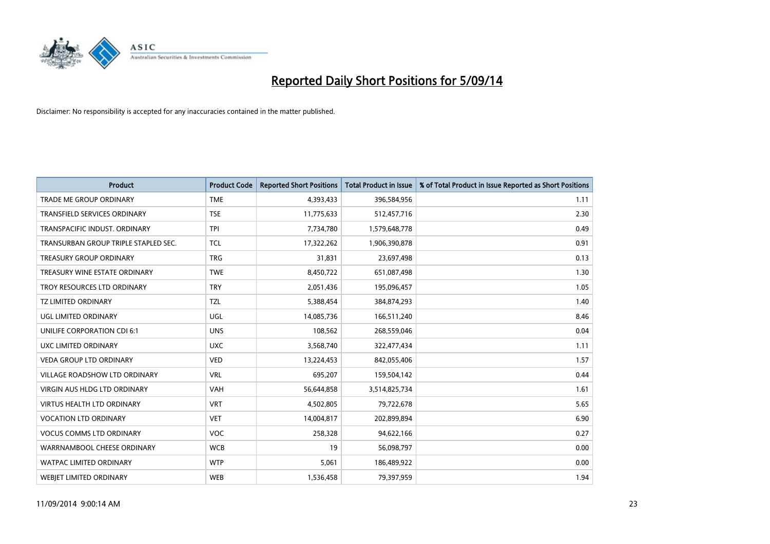# Reported Daily Short Positions for 5/09/14

Disclaimer: No responsibility is accepted for any inaccuracies contained in the matter published.

| Product | Product Code | Reported Short Positions | Total Product in Issue | % of Total Product in Issue Reported as Short Positions |
|---|---|---|---|---|
| TRADE ME GROUP ORDINARY | TME | 4,393,433 | 396,584,956 | 1.11 |
| TRANSFIELD SERVICES ORDINARY | TSE | 11,775,633 | 512,457,716 | 2.30 |
| TRANSPACIFIC INDUST. ORDINARY | TPI | 7,734,780 | 1,579,648,778 | 0.49 |
| TRANSURBAN GROUP TRIPLE STAPLED SEC. | TCL | 17,322,262 | 1,906,390,878 | 0.91 |
| TREASURY GROUP ORDINARY | TRG | 31,831 | 23,697,498 | 0.13 |
| TREASURY WINE ESTATE ORDINARY | TWE | 8,450,722 | 651,087,498 | 1.30 |
| TROY RESOURCES LTD ORDINARY | TRY | 2,051,436 | 195,096,457 | 1.05 |
| TZ LIMITED ORDINARY | TZL | 5,388,454 | 384,874,293 | 1.40 |
| UGL LIMITED ORDINARY | UGL | 14,085,736 | 166,511,240 | 8.46 |
| UNILIFE CORPORATION CDI 6:1 | UNS | 108,562 | 268,559,046 | 0.04 |
| UXC LIMITED ORDINARY | UXC | 3,568,740 | 322,477,434 | 1.11 |
| VEDA GROUP LTD ORDINARY | VED | 13,224,453 | 842,055,406 | 1.57 |
| VILLAGE ROADSHOW LTD ORDINARY | VRL | 695,207 | 159,504,142 | 0.44 |
| VIRGIN AUS HLDG LTD ORDINARY | VAH | 56,644,858 | 3,514,825,734 | 1.61 |
| VIRTUS HEALTH LTD ORDINARY | VRT | 4,502,805 | 79,722,678 | 5.65 |
| VOCATION LTD ORDINARY | VET | 14,004,817 | 202,899,894 | 6.90 |
| VOCUS COMMS LTD ORDINARY | VOC | 258,328 | 94,622,166 | 0.27 |
| WARRNAMBOOL CHEESE ORDINARY | WCB | 19 | 56,098,797 | 0.00 |
| WATPAC LIMITED ORDINARY | WTP | 5,061 | 186,489,922 | 0.00 |
| WEBJET LIMITED ORDINARY | WEB | 1,536,458 | 79,397,959 | 1.94 |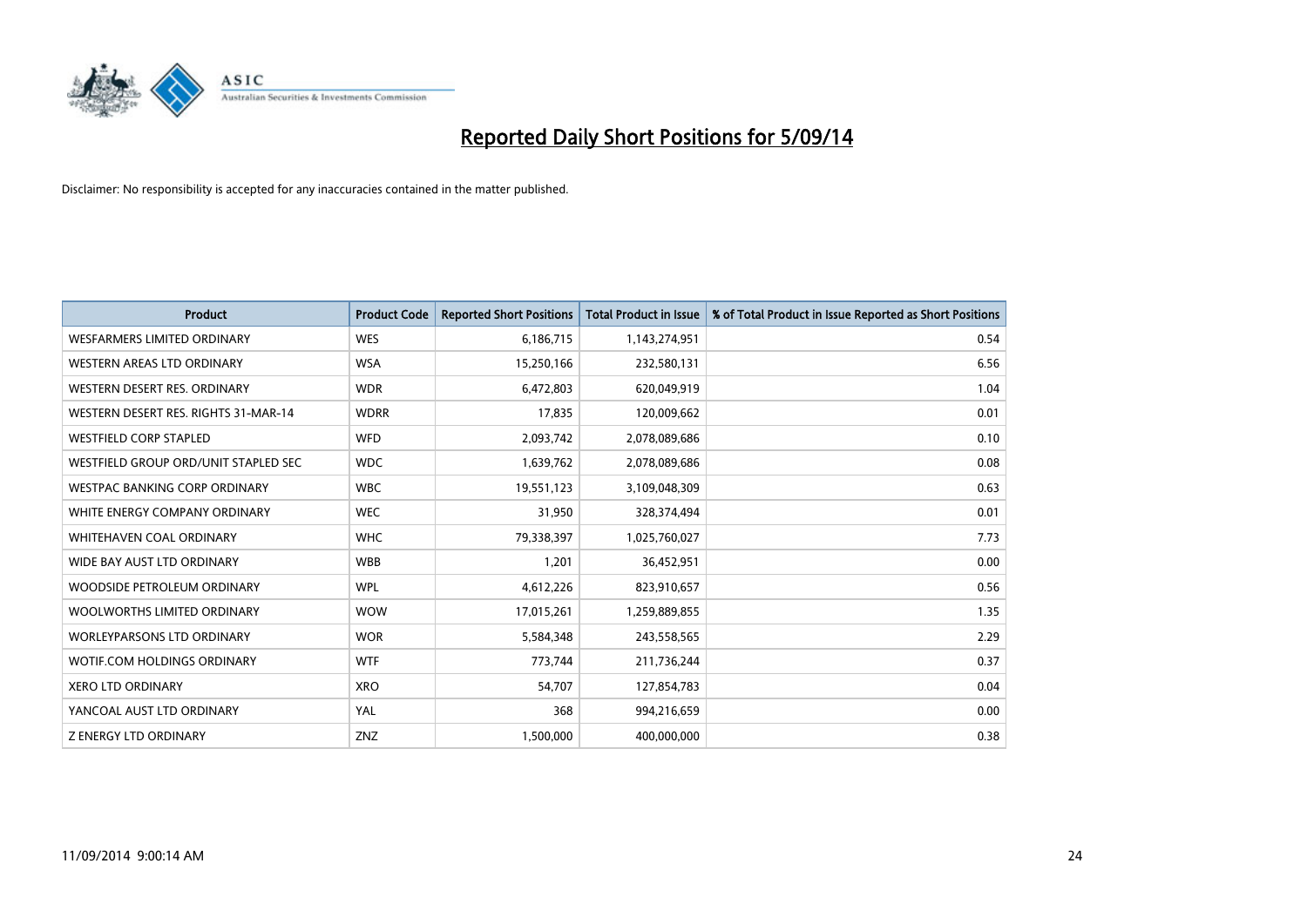# Reported Daily Short Positions for 5/09/14

Disclaimer: No responsibility is accepted for any inaccuracies contained in the matter published.

| Product | Product Code | Reported Short Positions | Total Product in Issue | % of Total Product in Issue Reported as Short Positions |
|---|---|---|---|---|
| WESFARMERS LIMITED ORDINARY | WES | 6,186,715 | 1,143,274,951 | 0.54 |
| WESTERN AREAS LTD ORDINARY | WSA | 15,250,166 | 232,580,131 | 6.56 |
| WESTERN DESERT RES. ORDINARY | WDR | 6,472,803 | 620,049,919 | 1.04 |
| WESTERN DESERT RES. RIGHTS 31-MAR-14 | WDRR | 17,835 | 120,009,662 | 0.01 |
| WESTFIELD CORP STAPLED | WFD | 2,093,742 | 2,078,089,686 | 0.10 |
| WESTFIELD GROUP ORD/UNIT STAPLED SEC | WDC | 1,639,762 | 2,078,089,686 | 0.08 |
| WESTPAC BANKING CORP ORDINARY | WBC | 19,551,123 | 3,109,048,309 | 0.63 |
| WHITE ENERGY COMPANY ORDINARY | WEC | 31,950 | 328,374,494 | 0.01 |
| WHITEHAVEN COAL ORDINARY | WHC | 79,338,397 | 1,025,760,027 | 7.73 |
| WIDE BAY AUST LTD ORDINARY | WBB | 1,201 | 36,452,951 | 0.00 |
| WOODSIDE PETROLEUM ORDINARY | WPL | 4,612,226 | 823,910,657 | 0.56 |
| WOOLWORTHS LIMITED ORDINARY | WOW | 17,015,261 | 1,259,889,855 | 1.35 |
| WORLEYPARSONS LTD ORDINARY | WOR | 5,584,348 | 243,558,565 | 2.29 |
| WOTIF.COM HOLDINGS ORDINARY | WTF | 773,744 | 211,736,244 | 0.37 |
| XERO LTD ORDINARY | XRO | 54,707 | 127,854,783 | 0.04 |
| YANCOAL AUST LTD ORDINARY | YAL | 368 | 994,216,659 | 0.00 |
| Z ENERGY LTD ORDINARY | ZNZ | 1,500,000 | 400,000,000 | 0.38 |